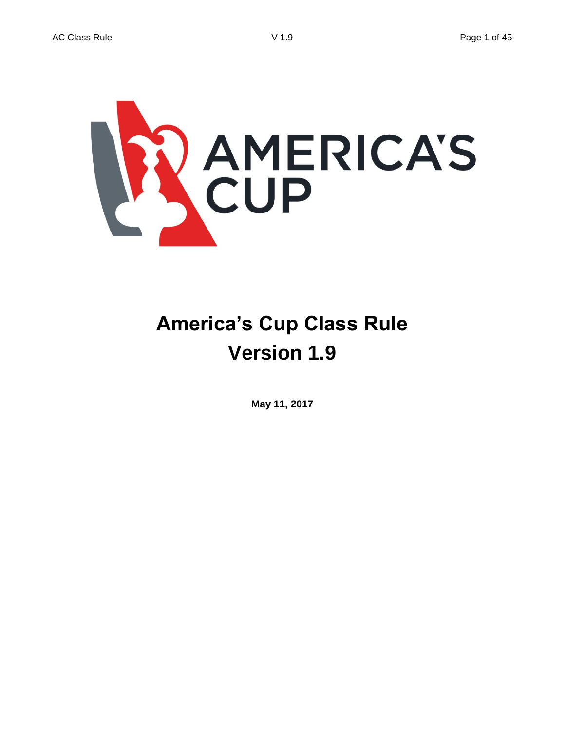# America's Cup Class Rule
# Version 1.9

**May 11, 2017**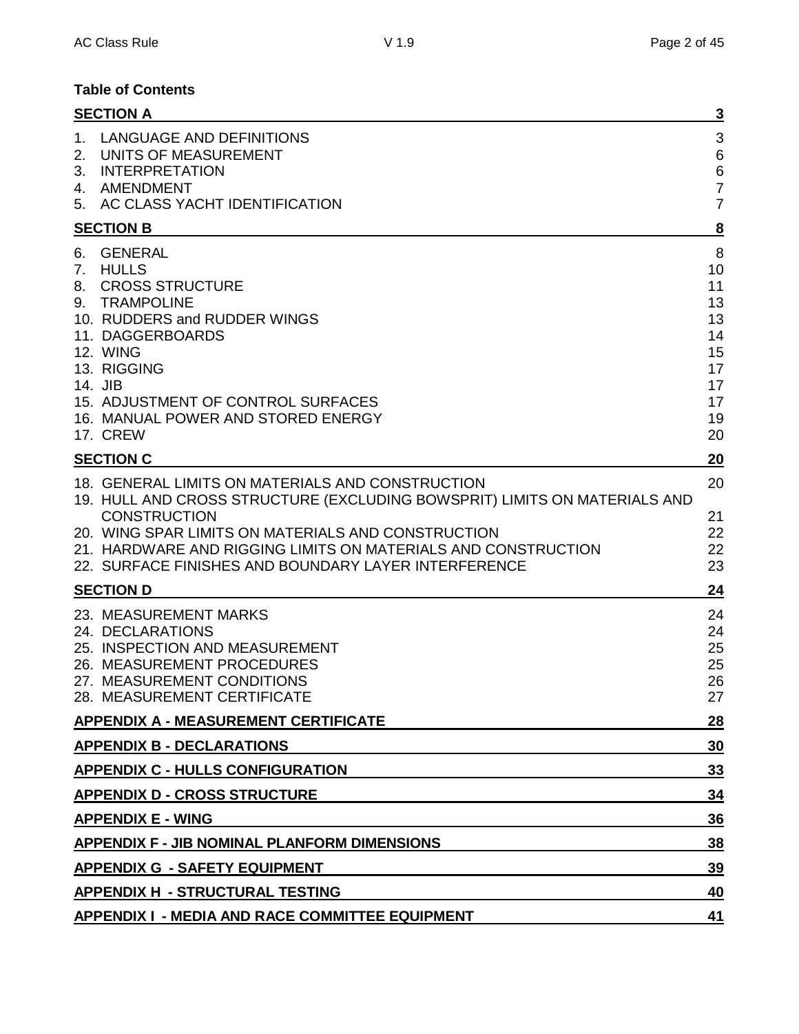**Table of Contents**

| | |
|---|---|
| **SECTION A** | **3** |
| 1. LANGUAGE AND DEFINITIONS | 3 |
| 2. UNITS OF MEASUREMENT | 6 |
| 3. INTERPRETATION | 6 |
| 4. AMENDMENT | 7 |
| 5. AC CLASS YACHT IDENTIFICATION | 7 |
| **SECTION B** | **8** |
| 6. GENERAL | 8 |
| 7. HULLS | 10 |
| 8. CROSS STRUCTURE | 11 |
| 9. TRAMPOLINE | 13 |
| 10. RUDDERS and RUDDER WINGS | 13 |
| 11. DAGGERBOARDS | 14 |
| 12. WING | 15 |
| 13. RIGGING | 17 |
| 14. JIB | 17 |
| 15. ADJUSTMENT OF CONTROL SURFACES | 17 |
| 16. MANUAL POWER AND STORED ENERGY | 19 |
| 17. CREW | 20 |
| **SECTION C** | **20** |
| 18. GENERAL LIMITS ON MATERIALS AND CONSTRUCTION | 20 |
| 19. HULL AND CROSS STRUCTURE (EXCLUDING BOWSPRIT) LIMITS ON MATERIALS AND CONSTRUCTION | 21 |
| 20. WING SPAR LIMITS ON MATERIALS AND CONSTRUCTION | 22 |
| 21. HARDWARE AND RIGGING LIMITS ON MATERIALS AND CONSTRUCTION | 22 |
| 22. SURFACE FINISHES AND BOUNDARY LAYER INTERFERENCE | 23 |
| **SECTION D** | **24** |
| 23. MEASUREMENT MARKS | 24 |
| 24. DECLARATIONS | 24 |
| 25. INSPECTION AND MEASUREMENT | 25 |
| 26. MEASUREMENT PROCEDURES | 25 |
| 27. MEASUREMENT CONDITIONS | 26 |
| 28. MEASUREMENT CERTIFICATE | 27 |
| **APPENDIX A - MEASUREMENT CERTIFICATE** | **28** |
| **APPENDIX B - DECLARATIONS** | **30** |
| **APPENDIX C - HULLS CONFIGURATION** | **33** |
| **APPENDIX D - CROSS STRUCTURE** | **34** |
| **APPENDIX E - WING** | **36** |
| **APPENDIX F - JIB NOMINAL PLANFORM DIMENSIONS** | **38** |
| **APPENDIX G - SAFETY EQUIPMENT** | **39** |
| **APPENDIX H - STRUCTURAL TESTING** | **40** |
| **APPENDIX I - MEDIA AND RACE COMMITTEE EQUIPMENT** | **41** |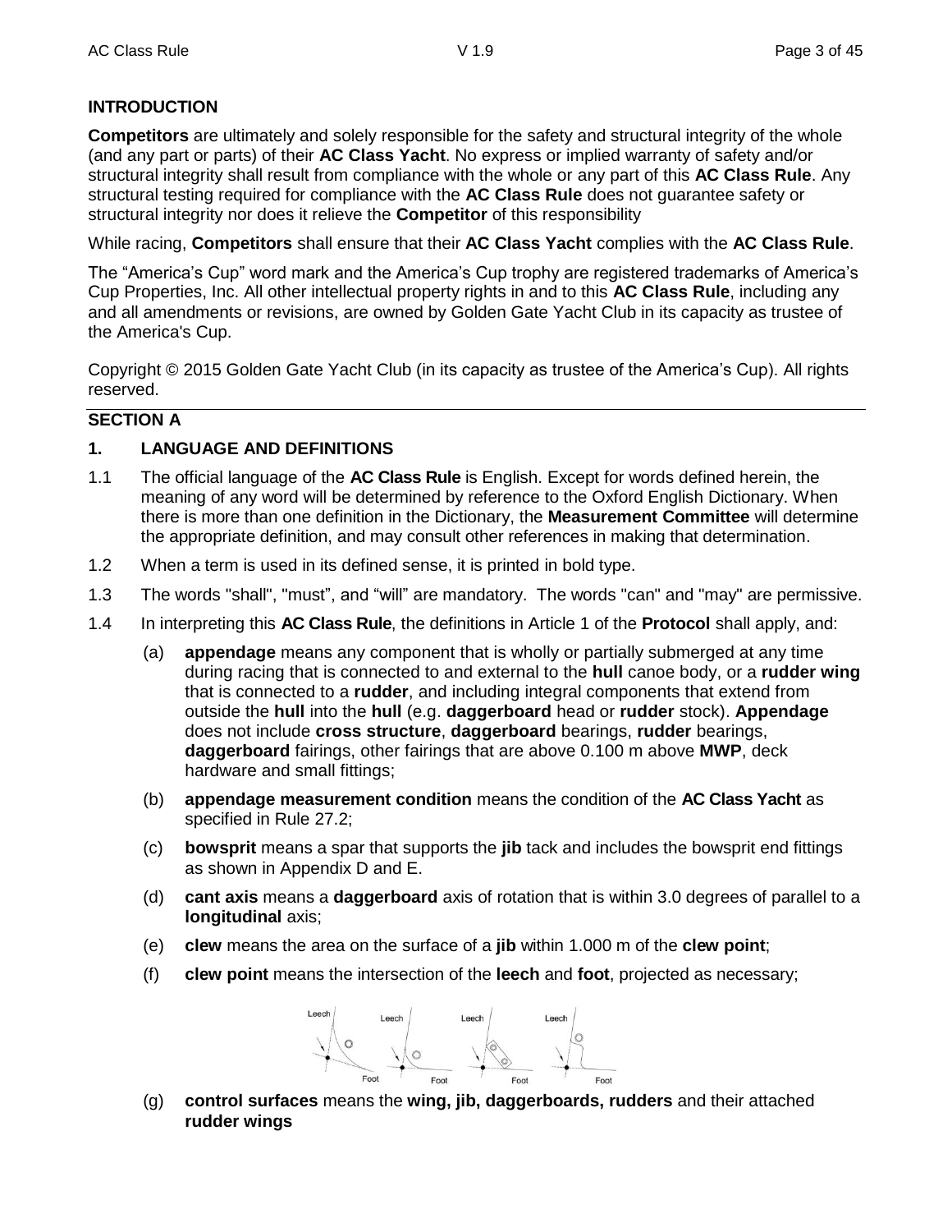## INTRODUCTION

**Competitors** are ultimately and solely responsible for the safety and structural integrity of the whole (and any part or parts) of their **AC Class Yacht**. No express or implied warranty of safety and/or structural integrity shall result from compliance with the whole or any part of this **AC Class Rule**. Any structural testing required for compliance with the **AC Class Rule** does not guarantee safety or structural integrity nor does it relieve the **Competitor** of this responsibility

While racing, **Competitors** shall ensure that their **AC Class Yacht** complies with the **AC Class Rule**.

The "America's Cup" word mark and the America's Cup trophy are registered trademarks of America's Cup Properties, Inc. All other intellectual property rights in and to this **AC Class Rule**, including any and all amendments or revisions, are owned by Golden Gate Yacht Club in its capacity as trustee of the America's Cup.

Copyright © 2015 Golden Gate Yacht Club (in its capacity as trustee of the America's Cup). All rights reserved.

## SECTION A

### 1. LANGUAGE AND DEFINITIONS

1.1 The official language of the **AC Class Rule** is English. Except for words defined herein, the meaning of any word will be determined by reference to the Oxford English Dictionary. When there is more than one definition in the Dictionary, the **Measurement Committee** will determine the appropriate definition, and may consult other references in making that determination.

1.2 When a term is used in its defined sense, it is printed in bold type.

1.3 The words "shall", "must", and "will" are mandatory. The words "can" and "may" are permissive.

1.4 In interpreting this **AC Class Rule**, the definitions in Article 1 of the **Protocol** shall apply, and:

(a) **appendage** means any component that is wholly or partially submerged at any time during racing that is connected to and external to the **hull** canoe body, or a **rudder wing** that is connected to a **rudder**, and including integral components that extend from outside the **hull** into the **hull** (e.g. **daggerboard** head or **rudder** stock). **Appendage** does not include **cross structure**, **daggerboard** bearings, **rudder** bearings, **daggerboard** fairings, other fairings that are above 0.100 m above **MWP**, deck hardware and small fittings;

(b) **appendage measurement condition** means the condition of the **AC Class Yacht** as specified in Rule 27.2;

(c) **bowsprit** means a spar that supports the **jib** tack and includes the bowsprit end fittings as shown in Appendix D and E.

(d) **cant axis** means a **daggerboard** axis of rotation that is within 3.0 degrees of parallel to a **longitudinal** axis;

(e) **clew** means the area on the surface of a **jib** within 1.000 m of the **clew point**;

(f) **clew point** means the intersection of the **leech** and **foot**, projected as necessary;

(g) **control surfaces** means the **wing, jib, daggerboards, rudders** and their attached **rudder wings**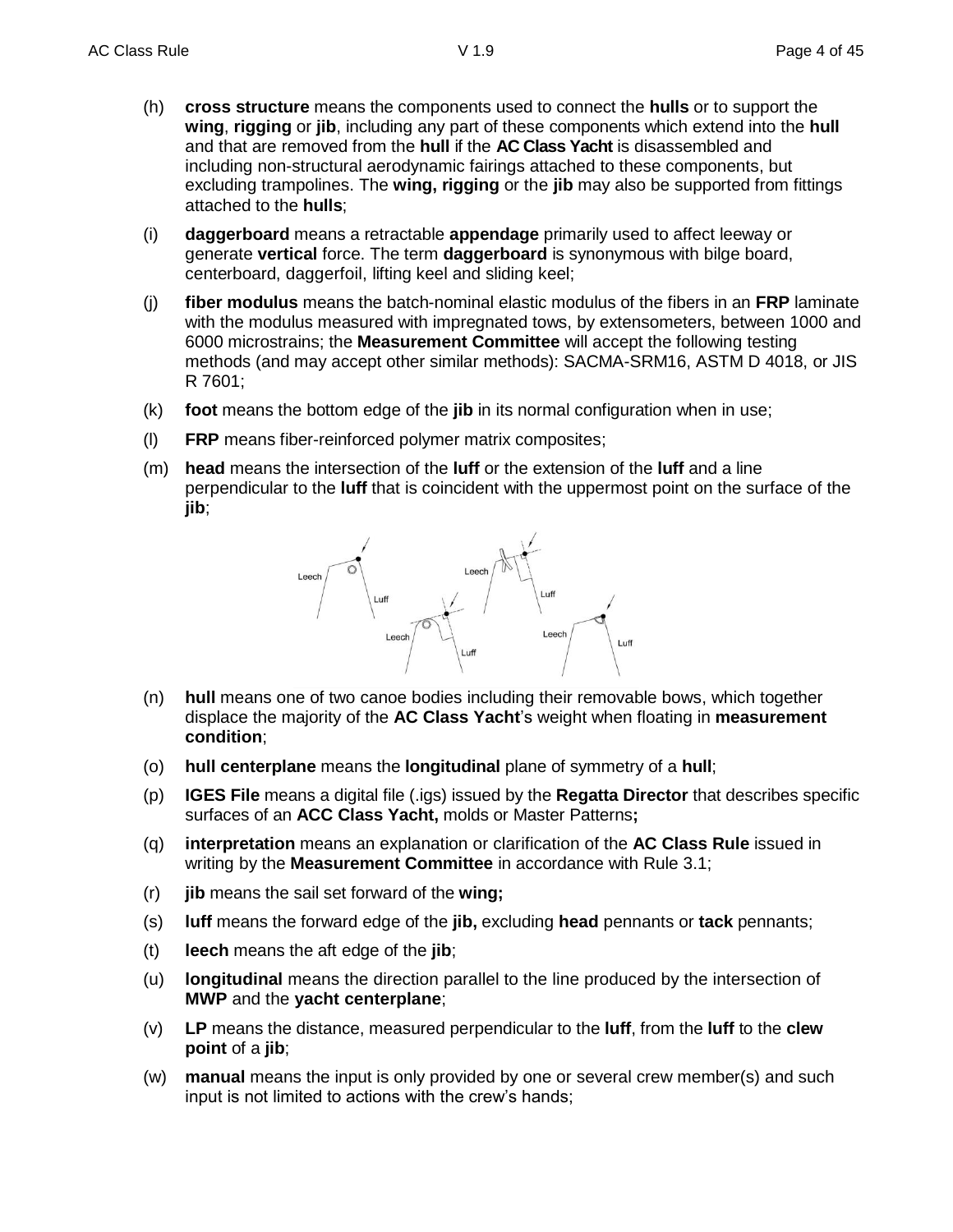(h) **cross structure** means the components used to connect the **hulls** or to support the **wing**, **rigging** or **jib**, including any part of these components which extend into the **hull** and that are removed from the **hull** if the **AC Class Yacht** is disassembled and including non-structural aerodynamic fairings attached to these components, but excluding trampolines. The **wing, rigging** or the **jib** may also be supported from fittings attached to the **hulls**;

(i) **daggerboard** means a retractable **appendage** primarily used to affect leeway or generate **vertical** force. The term **daggerboard** is synonymous with bilge board, centerboard, daggerfoil, lifting keel and sliding keel;

(j) **fiber modulus** means the batch-nominal elastic modulus of the fibers in an **FRP** laminate with the modulus measured with impregnated tows, by extensometers, between 1000 and 6000 microstrains; the **Measurement Committee** will accept the following testing methods (and may accept other similar methods): SACMA-SRM16, ASTM D 4018, or JIS R 7601;

(k) **foot** means the bottom edge of the **jib** in its normal configuration when in use;

(l) **FRP** means fiber-reinforced polymer matrix composites;

(m) **head** means the intersection of the **luff** or the extension of the **luff** and a line perpendicular to the **luff** that is coincident with the uppermost point on the surface of the **jib**;

(n) **hull** means one of two canoe bodies including their removable bows, which together displace the majority of the **AC Class Yacht**'s weight when floating in **measurement condition**;

(o) **hull centerplane** means the **longitudinal** plane of symmetry of a **hull**;

(p) **IGES File** means a digital file (.igs) issued by the **Regatta Director** that describes specific surfaces of an **ACC Class Yacht,** molds or Master Patterns**;**

(q) **interpretation** means an explanation or clarification of the **AC Class Rule** issued in writing by the **Measurement Committee** in accordance with Rule 3.1;

(r) **jib** means the sail set forward of the **wing;**

(s) **luff** means the forward edge of the **jib,** excluding **head** pennants or **tack** pennants;

(t) **leech** means the aft edge of the **jib**;

(u) **longitudinal** means the direction parallel to the line produced by the intersection of **MWP** and the **yacht centerplane**;

(v) **LP** means the distance, measured perpendicular to the **luff**, from the **luff** to the **clew point** of a **jib**;

(w) **manual** means the input is only provided by one or several crew member(s) and such input is not limited to actions with the crew's hands;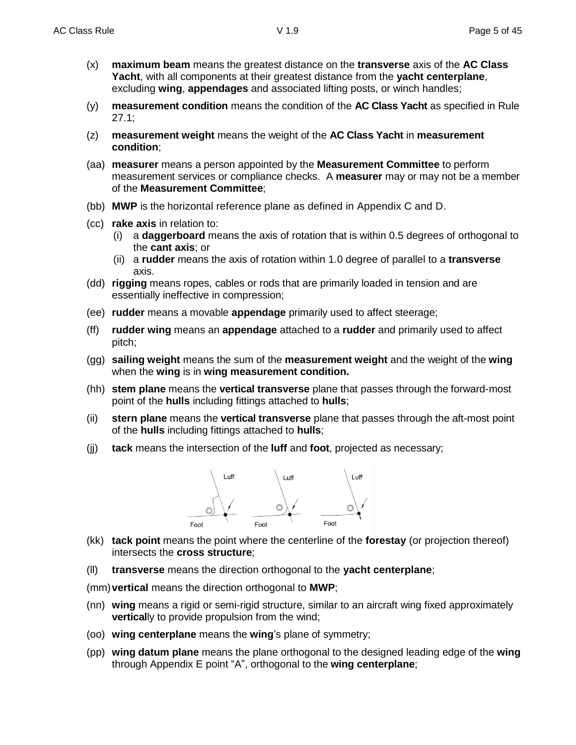(x) **maximum beam** means the greatest distance on the **transverse** axis of the **AC Class Yacht**, with all components at their greatest distance from the **yacht centerplane**, excluding **wing**, **appendages** and associated lifting posts, or winch handles;

(y) **measurement condition** means the condition of the **AC Class Yacht** as specified in Rule 27.1;

(z) **measurement weight** means the weight of the **AC Class Yacht** in **measurement condition**;

(aa) **measurer** means a person appointed by the **Measurement Committee** to perform measurement services or compliance checks. A **measurer** may or may not be a member of the **Measurement Committee**;

(bb) **MWP** is the horizontal reference plane as defined in Appendix C and D.

(cc) **rake axis** in relation to:
  (i) a **daggerboard** means the axis of rotation that is within 0.5 degrees of orthogonal to the **cant axis**; or
  (ii) a **rudder** means the axis of rotation within 1.0 degree of parallel to a **transverse** axis.

(dd) **rigging** means ropes, cables or rods that are primarily loaded in tension and are essentially ineffective in compression;

(ee) **rudder** means a movable **appendage** primarily used to affect steerage;

(ff) **rudder wing** means an **appendage** attached to a **rudder** and primarily used to affect pitch;

(gg) **sailing weight** means the sum of the **measurement weight** and the weight of the **wing** when the **wing** is in **wing measurement condition.**

(hh) **stem plane** means the **vertical transverse** plane that passes through the forward-most point of the **hulls** including fittings attached to **hulls**;

(ii) **stern plane** means the **vertical transverse** plane that passes through the aft-most point of the **hulls** including fittings attached to **hulls**;

(jj) **tack** means the intersection of the **luff** and **foot**, projected as necessary;

(kk) **tack point** means the point where the centerline of the **forestay** (or projection thereof) intersects the **cross structure**;

(ll) **transverse** means the direction orthogonal to the **yacht centerplane**;

(mm) **vertical** means the direction orthogonal to **MWP**;

(nn) **wing** means a rigid or semi-rigid structure, similar to an aircraft wing fixed approximately **vertical**ly to provide propulsion from the wind;

(oo) **wing centerplane** means the **wing**'s plane of symmetry;

(pp) **wing datum plane** means the plane orthogonal to the designed leading edge of the **wing** through Appendix E point "A", orthogonal to the **wing centerplane**;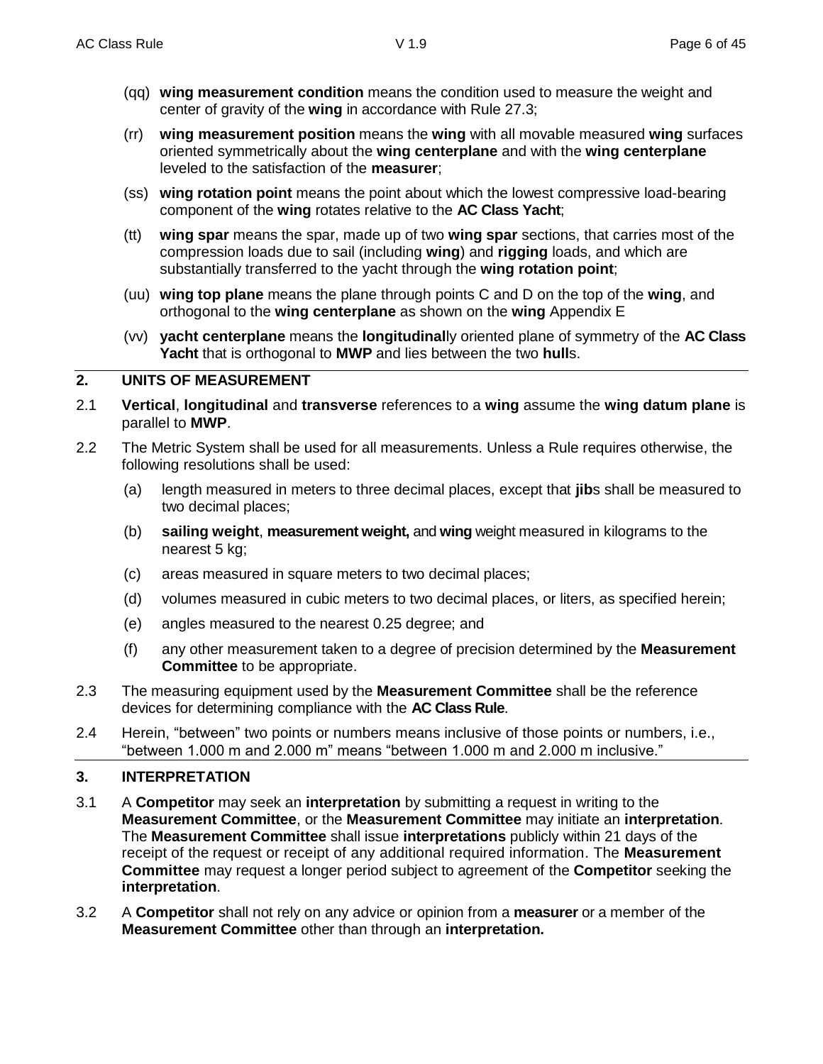(qq) **wing measurement condition** means the condition used to measure the weight and center of gravity of the **wing** in accordance with Rule 27.3;

(rr) **wing measurement position** means the **wing** with all movable measured **wing** surfaces oriented symmetrically about the **wing centerplane** and with the **wing centerplane** leveled to the satisfaction of the **measurer**;

(ss) **wing rotation point** means the point about which the lowest compressive load-bearing component of the **wing** rotates relative to the **AC Class Yacht**;

(tt) **wing spar** means the spar, made up of two **wing spar** sections, that carries most of the compression loads due to sail (including **wing**) and **rigging** loads, and which are substantially transferred to the yacht through the **wing rotation point**;

(uu) **wing top plane** means the plane through points C and D on the top of the **wing**, and orthogonal to the **wing centerplane** as shown on the **wing** Appendix E

(vv) **yacht centerplane** means the **longitudinal**ly oriented plane of symmetry of the **AC Class Yacht** that is orthogonal to **MWP** and lies between the two **hull**s.

## 2. UNITS OF MEASUREMENT

2.1 **Vertical**, **longitudinal** and **transverse** references to a **wing** assume the **wing datum plane** is parallel to **MWP**.

2.2 The Metric System shall be used for all measurements. Unless a Rule requires otherwise, the following resolutions shall be used:

(a) length measured in meters to three decimal places, except that **jib**s shall be measured to two decimal places;

(b) **sailing weight**, **measurement weight,** and **wing** weight measured in kilograms to the nearest 5 kg;

(c) areas measured in square meters to two decimal places;

(d) volumes measured in cubic meters to two decimal places, or liters, as specified herein;

(e) angles measured to the nearest 0.25 degree; and

(f) any other measurement taken to a degree of precision determined by the **Measurement Committee** to be appropriate.

2.3 The measuring equipment used by the **Measurement Committee** shall be the reference devices for determining compliance with the **AC Class Rule**.

2.4 Herein, “between” two points or numbers means inclusive of those points or numbers, i.e., “between 1.000 m and 2.000 m” means “between 1.000 m and 2.000 m inclusive.”

## 3. INTERPRETATION

3.1 A **Competitor** may seek an **interpretation** by submitting a request in writing to the **Measurement Committee**, or the **Measurement Committee** may initiate an **interpretation**. The **Measurement Committee** shall issue **interpretations** publicly within 21 days of the receipt of the request or receipt of any additional required information. The **Measurement Committee** may request a longer period subject to agreement of the **Competitor** seeking the **interpretation**.

3.2 A **Competitor** shall not rely on any advice or opinion from a **measurer** or a member of the **Measurement Committee** other than through an **interpretation.**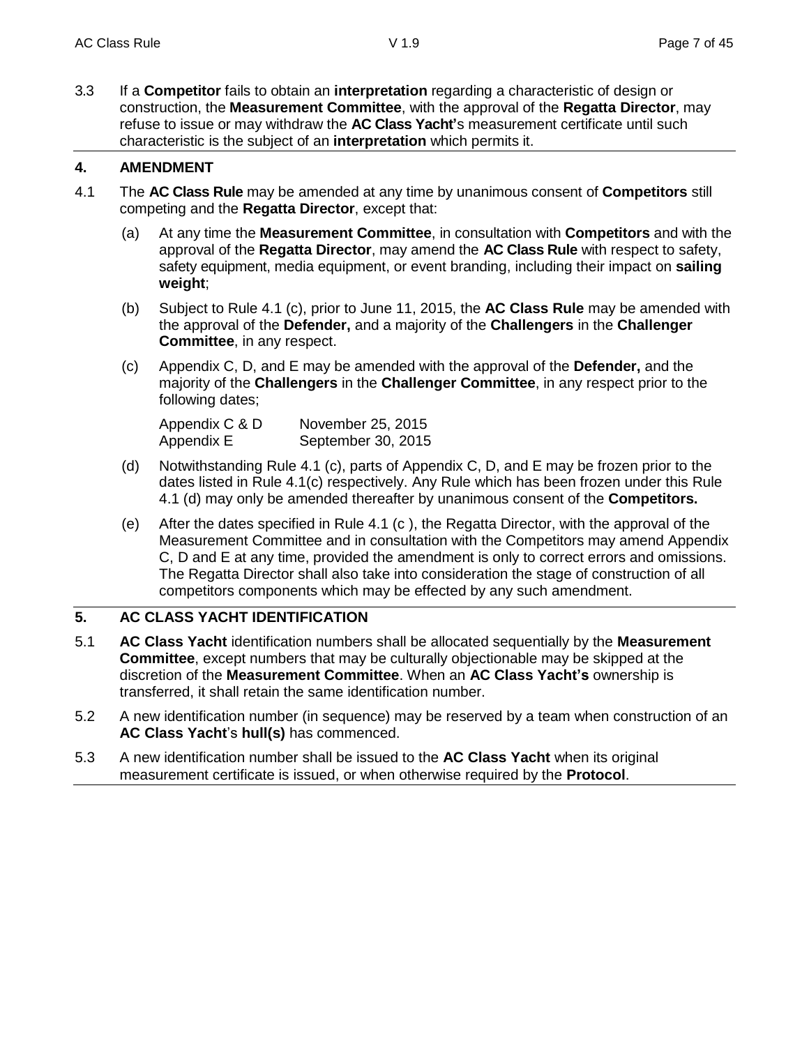3.3 If a **Competitor** fails to obtain an **interpretation** regarding a characteristic of design or construction, the **Measurement Committee**, with the approval of the **Regatta Director**, may refuse to issue or may withdraw the **AC Class Yacht'**s measurement certificate until such characteristic is the subject of an **interpretation** which permits it.

## 4. AMENDMENT

4.1 The **AC Class Rule** may be amended at any time by unanimous consent of **Competitors** still competing and the **Regatta Director**, except that:

(a) At any time the **Measurement Committee**, in consultation with **Competitors** and with the approval of the **Regatta Director**, may amend the **AC Class Rule** with respect to safety, safety equipment, media equipment, or event branding, including their impact on **sailing weight**;

(b) Subject to Rule 4.1 (c), prior to June 11, 2015, the **AC Class Rule** may be amended with the approval of the **Defender,** and a majority of the **Challengers** in the **Challenger Committee**, in any respect.

(c) Appendix C, D, and E may be amended with the approval of the **Defender,** and the majority of the **Challengers** in the **Challenger Committee**, in any respect prior to the following dates;

| | |
|---|---|
| Appendix C & D | November 25, 2015 |
| Appendix E | September 30, 2015 |

(d) Notwithstanding Rule 4.1 (c), parts of Appendix C, D, and E may be frozen prior to the dates listed in Rule 4.1(c) respectively. Any Rule which has been frozen under this Rule 4.1 (d) may only be amended thereafter by unanimous consent of the **Competitors.**

(e) After the dates specified in Rule 4.1 (c ), the Regatta Director, with the approval of the Measurement Committee and in consultation with the Competitors may amend Appendix C, D and E at any time, provided the amendment is only to correct errors and omissions. The Regatta Director shall also take into consideration the stage of construction of all competitors components which may be effected by any such amendment.

## 5. AC CLASS YACHT IDENTIFICATION

5.1 **AC Class Yacht** identification numbers shall be allocated sequentially by the **Measurement Committee**, except numbers that may be culturally objectionable may be skipped at the discretion of the **Measurement Committee**. When an **AC Class Yacht's** ownership is transferred, it shall retain the same identification number.

5.2 A new identification number (in sequence) may be reserved by a team when construction of an **AC Class Yacht**'s **hull(s)** has commenced.

5.3 A new identification number shall be issued to the **AC Class Yacht** when its original measurement certificate is issued, or when otherwise required by the **Protocol**.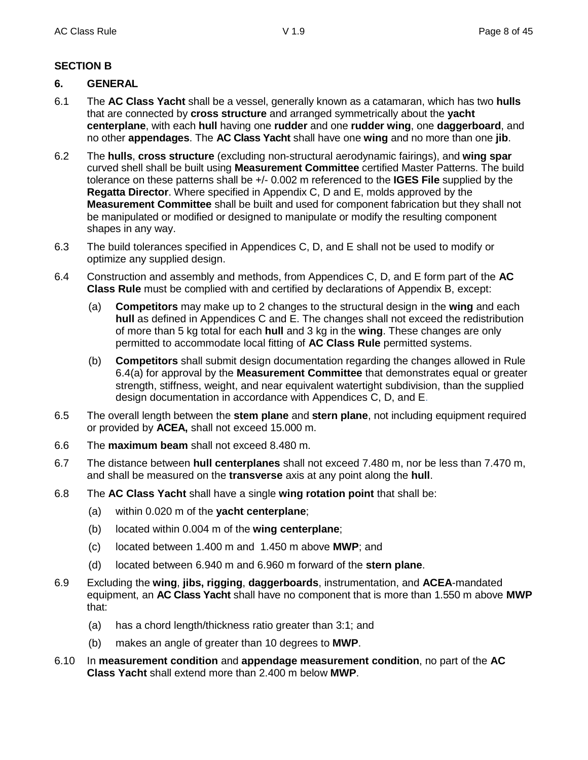## SECTION B

### 6. GENERAL

6.1 The **AC Class Yacht** shall be a vessel, generally known as a catamaran, which has two **hulls** that are connected by **cross structure** and arranged symmetrically about the **yacht centerplane**, with each **hull** having one **rudder** and one **rudder wing**, one **daggerboard**, and no other **appendages**. The **AC Class Yacht** shall have one **wing** and no more than one **jib**.

6.2 The **hulls**, **cross structure** (excluding non-structural aerodynamic fairings), and **wing spar** curved shell shall be built using **Measurement Committee** certified Master Patterns. The build tolerance on these patterns shall be +/- 0.002 m referenced to the **IGES File** supplied by the **Regatta Director**. Where specified in Appendix C, D and E, molds approved by the **Measurement Committee** shall be built and used for component fabrication but they shall not be manipulated or modified or designed to manipulate or modify the resulting component shapes in any way.

6.3 The build tolerances specified in Appendices C, D, and E shall not be used to modify or optimize any supplied design.

6.4 Construction and assembly and methods, from Appendices C, D, and E form part of the **AC Class Rule** must be complied with and certified by declarations of Appendix B, except:

- (a) **Competitors** may make up to 2 changes to the structural design in the **wing** and each **hull** as defined in Appendices C and E. The changes shall not exceed the redistribution of more than 5 kg total for each **hull** and 3 kg in the **wing**. These changes are only permitted to accommodate local fitting of **AC Class Rule** permitted systems.
- (b) **Competitors** shall submit design documentation regarding the changes allowed in Rule 6.4(a) for approval by the **Measurement Committee** that demonstrates equal or greater strength, stiffness, weight, and near equivalent watertight subdivision, than the supplied design documentation in accordance with Appendices C, D, and E.

6.5 The overall length between the **stem plane** and **stern plane**, not including equipment required or provided by **ACEA,** shall not exceed 15.000 m.

6.6 The **maximum beam** shall not exceed 8.480 m.

6.7 The distance between **hull centerplanes** shall not exceed 7.480 m, nor be less than 7.470 m, and shall be measured on the **transverse** axis at any point along the **hull**.

6.8 The **AC Class Yacht** shall have a single **wing rotation point** that shall be:

- (a) within 0.020 m of the **yacht centerplane**;
- (b) located within 0.004 m of the **wing centerplane**;
- (c) located between 1.400 m and 1.450 m above **MWP**; and
- (d) located between 6.940 m and 6.960 m forward of the **stern plane**.

6.9 Excluding the **wing**, **jibs, rigging**, **daggerboards**, instrumentation, and **ACEA**-mandated equipment, an **AC Class Yacht** shall have no component that is more than 1.550 m above **MWP** that:

- (a) has a chord length/thickness ratio greater than 3:1; and
- (b) makes an angle of greater than 10 degrees to **MWP**.

6.10 In **measurement condition** and **appendage measurement condition**, no part of the **AC Class Yacht** shall extend more than 2.400 m below **MWP**.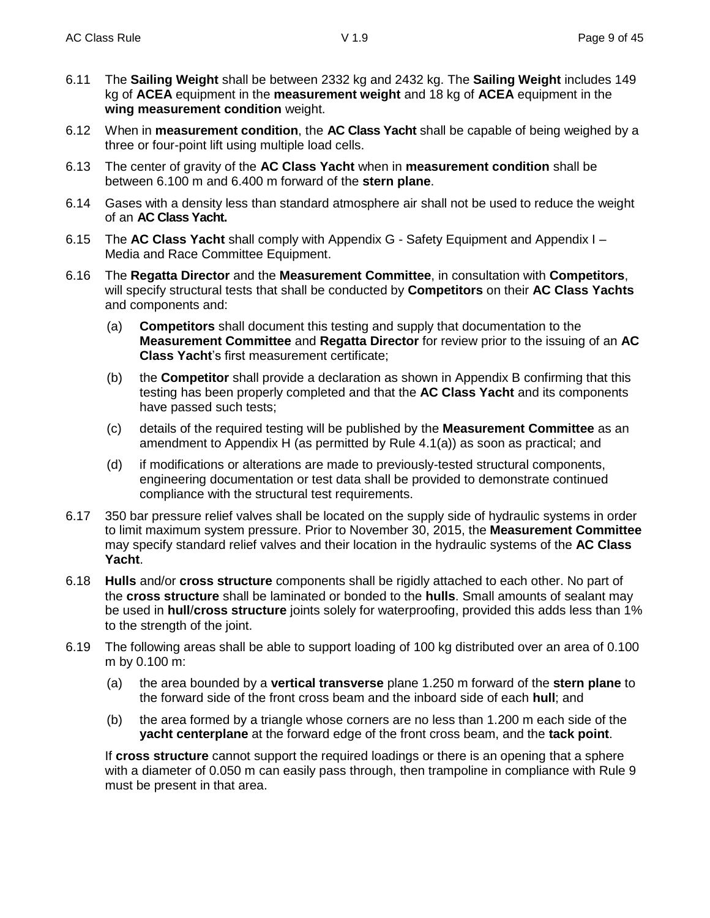6.11 The **Sailing Weight** shall be between 2332 kg and 2432 kg. The **Sailing Weight** includes 149 kg of **ACEA** equipment in the **measurement weight** and 18 kg of **ACEA** equipment in the **wing measurement condition** weight.

6.12 When in **measurement condition**, the **AC Class Yacht** shall be capable of being weighed by a three or four-point lift using multiple load cells.

6.13 The center of gravity of the **AC Class Yacht** when in **measurement condition** shall be between 6.100 m and 6.400 m forward of the **stern plane**.

6.14 Gases with a density less than standard atmosphere air shall not be used to reduce the weight of an **AC Class Yacht.**

6.15 The **AC Class Yacht** shall comply with Appendix G - Safety Equipment and Appendix I – Media and Race Committee Equipment.

6.16 The **Regatta Director** and the **Measurement Committee**, in consultation with **Competitors**, will specify structural tests that shall be conducted by **Competitors** on their **AC Class Yachts** and components and:

(a) **Competitors** shall document this testing and supply that documentation to the **Measurement Committee** and **Regatta Director** for review prior to the issuing of an **AC Class Yacht**'s first measurement certificate;

(b) the **Competitor** shall provide a declaration as shown in Appendix B confirming that this testing has been properly completed and that the **AC Class Yacht** and its components have passed such tests;

(c) details of the required testing will be published by the **Measurement Committee** as an amendment to Appendix H (as permitted by Rule 4.1(a)) as soon as practical; and

(d) if modifications or alterations are made to previously-tested structural components, engineering documentation or test data shall be provided to demonstrate continued compliance with the structural test requirements.

6.17 350 bar pressure relief valves shall be located on the supply side of hydraulic systems in order to limit maximum system pressure. Prior to November 30, 2015, the **Measurement Committee** may specify standard relief valves and their location in the hydraulic systems of the **AC Class Yacht**.

6.18 **Hulls** and/or **cross structure** components shall be rigidly attached to each other. No part of the **cross structure** shall be laminated or bonded to the **hulls**. Small amounts of sealant may be used in **hull**/**cross structure** joints solely for waterproofing, provided this adds less than 1% to the strength of the joint.

6.19 The following areas shall be able to support loading of 100 kg distributed over an area of 0.100 m by 0.100 m:

(a) the area bounded by a **vertical transverse** plane 1.250 m forward of the **stern plane** to the forward side of the front cross beam and the inboard side of each **hull**; and

(b) the area formed by a triangle whose corners are no less than 1.200 m each side of the **yacht centerplane** at the forward edge of the front cross beam, and the **tack point**.

If **cross structure** cannot support the required loadings or there is an opening that a sphere with a diameter of 0.050 m can easily pass through, then trampoline in compliance with Rule 9 must be present in that area.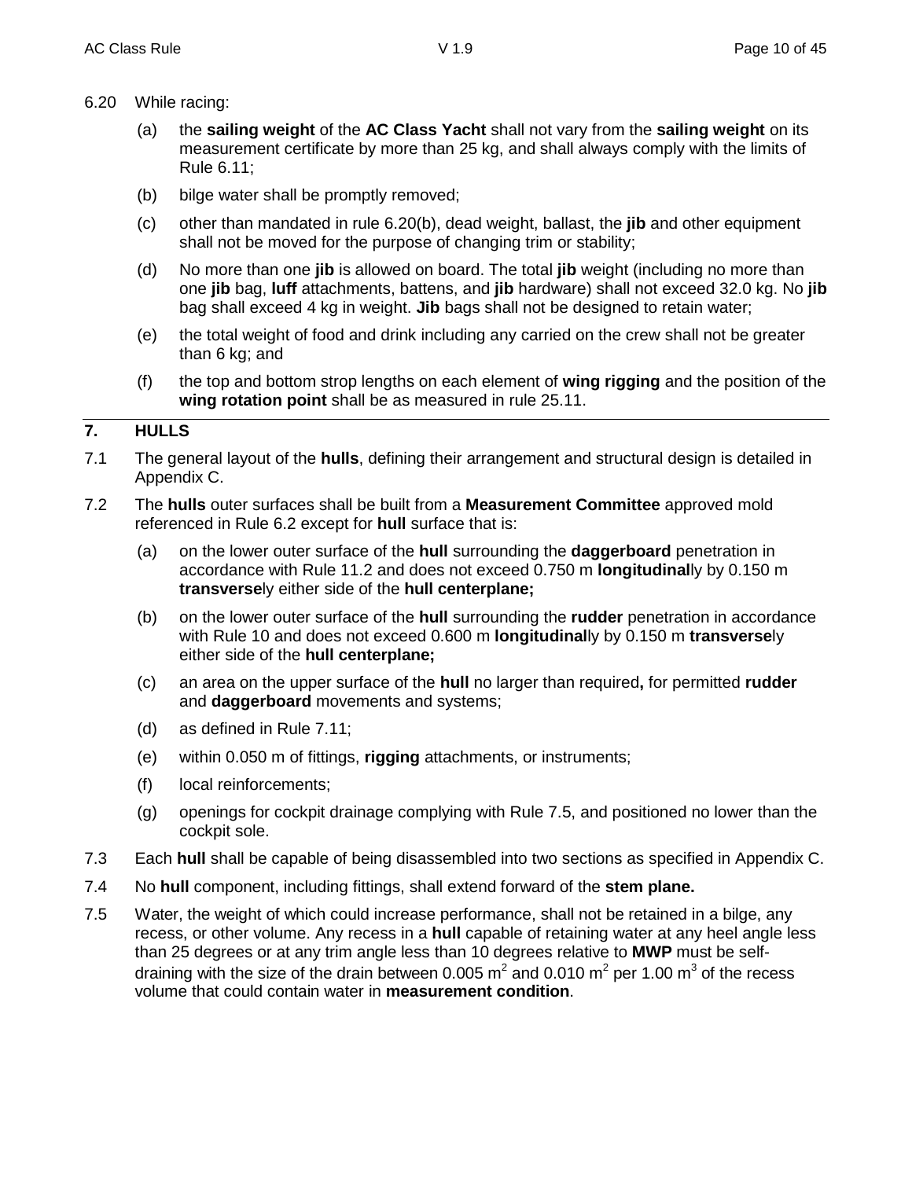6.20 While racing:

(a) the **sailing weight** of the **AC Class Yacht** shall not vary from the **sailing weight** on its measurement certificate by more than 25 kg, and shall always comply with the limits of Rule 6.11;

(b) bilge water shall be promptly removed;

(c) other than mandated in rule 6.20(b), dead weight, ballast, the **jib** and other equipment shall not be moved for the purpose of changing trim or stability;

(d) No more than one **jib** is allowed on board. The total **jib** weight (including no more than one **jib** bag, **luff** attachments, battens, and **jib** hardware) shall not exceed 32.0 kg. No **jib** bag shall exceed 4 kg in weight. **Jib** bags shall not be designed to retain water;

(e) the total weight of food and drink including any carried on the crew shall not be greater than 6 kg; and

(f) the top and bottom strop lengths on each element of **wing rigging** and the position of the **wing rotation point** shall be as measured in rule 25.11.

## 7. HULLS

7.1 The general layout of the **hulls**, defining their arrangement and structural design is detailed in Appendix C.

7.2 The **hulls** outer surfaces shall be built from a **Measurement Committee** approved mold referenced in Rule 6.2 except for **hull** surface that is:

(a) on the lower outer surface of the **hull** surrounding the **daggerboard** penetration in accordance with Rule 11.2 and does not exceed 0.750 m **longitudinal**ly by 0.150 m **transverse**ly either side of the **hull centerplane;**

(b) on the lower outer surface of the **hull** surrounding the **rudder** penetration in accordance with Rule 10 and does not exceed 0.600 m **longitudinal**ly by 0.150 m **transverse**ly either side of the **hull centerplane;**

(c) an area on the upper surface of the **hull** no larger than required**,** for permitted **rudder** and **daggerboard** movements and systems;

(d) as defined in Rule 7.11;

(e) within 0.050 m of fittings, **rigging** attachments, or instruments;

(f) local reinforcements;

(g) openings for cockpit drainage complying with Rule 7.5, and positioned no lower than the cockpit sole.

7.3 Each **hull** shall be capable of being disassembled into two sections as specified in Appendix C.

7.4 No **hull** component, including fittings, shall extend forward of the **stem plane.**

7.5 Water, the weight of which could increase performance, shall not be retained in a bilge, any recess, or other volume. Any recess in a **hull** capable of retaining water at any heel angle less than 25 degrees or at any trim angle less than 10 degrees relative to **MWP** must be self-draining with the size of the drain between 0.005 $m^2$ and 0.010 $m^2$ per 1.00 $m^3$ of the recess volume that could contain water in **measurement condition**.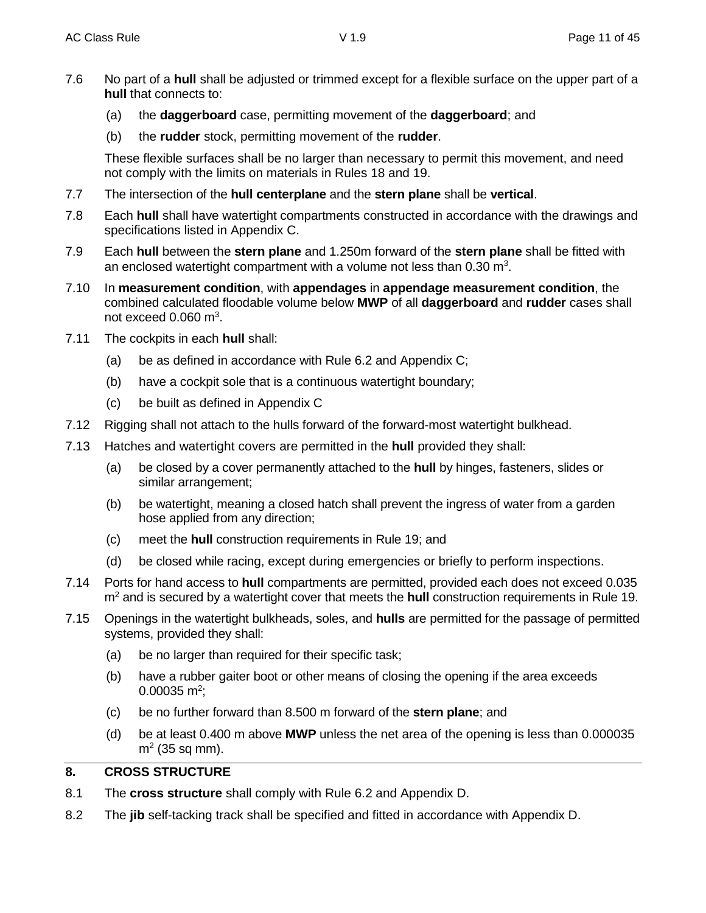7.6 No part of a **hull** shall be adjusted or trimmed except for a flexible surface on the upper part of a **hull** that connects to:

(a) the **daggerboard** case, permitting movement of the **daggerboard**; and

(b) the **rudder** stock, permitting movement of the **rudder**.

These flexible surfaces shall be no larger than necessary to permit this movement, and need not comply with the limits on materials in Rules 18 and 19.

7.7 The intersection of the **hull centerplane** and the **stern plane** shall be **vertical**.

7.8 Each **hull** shall have watertight compartments constructed in accordance with the drawings and specifications listed in Appendix C.

7.9 Each **hull** between the **stern plane** and 1.250m forward of the **stern plane** shall be fitted with an enclosed watertight compartment with a volume not less than 0.30 $m^3$.

7.10 In **measurement condition**, with **appendages** in **appendage measurement condition**, the combined calculated floodable volume below **MWP** of all **daggerboard** and **rudder** cases shall not exceed 0.060 $m^3$.

7.11 The cockpits in each **hull** shall:

(a) be as defined in accordance with Rule 6.2 and Appendix C;

(b) have a cockpit sole that is a continuous watertight boundary;

(c) be built as defined in Appendix C

7.12 Rigging shall not attach to the hulls forward of the forward-most watertight bulkhead.

7.13 Hatches and watertight covers are permitted in the **hull** provided they shall:

(a) be closed by a cover permanently attached to the **hull** by hinges, fasteners, slides or similar arrangement;

(b) be watertight, meaning a closed hatch shall prevent the ingress of water from a garden hose applied from any direction;

(c) meet the **hull** construction requirements in Rule 19; and

(d) be closed while racing, except during emergencies or briefly to perform inspections.

7.14 Ports for hand access to **hull** compartments are permitted, provided each does not exceed 0.035 $m^2$ and is secured by a watertight cover that meets the **hull** construction requirements in Rule 19.

7.15 Openings in the watertight bulkheads, soles, and **hulls** are permitted for the passage of permitted systems, provided they shall:

(a) be no larger than required for their specific task;

(b) have a rubber gaiter boot or other means of closing the opening if the area exceeds 0.00035 $m^2$;

(c) be no further forward than 8.500 m forward of the **stern plane**; and

(d) be at least 0.400 m above **MWP** unless the net area of the opening is less than 0.000035 $m^2$ (35 sq mm).

## 8. CROSS STRUCTURE

8.1 The **cross structure** shall comply with Rule 6.2 and Appendix D.

8.2 The **jib** self-tacking track shall be specified and fitted in accordance with Appendix D.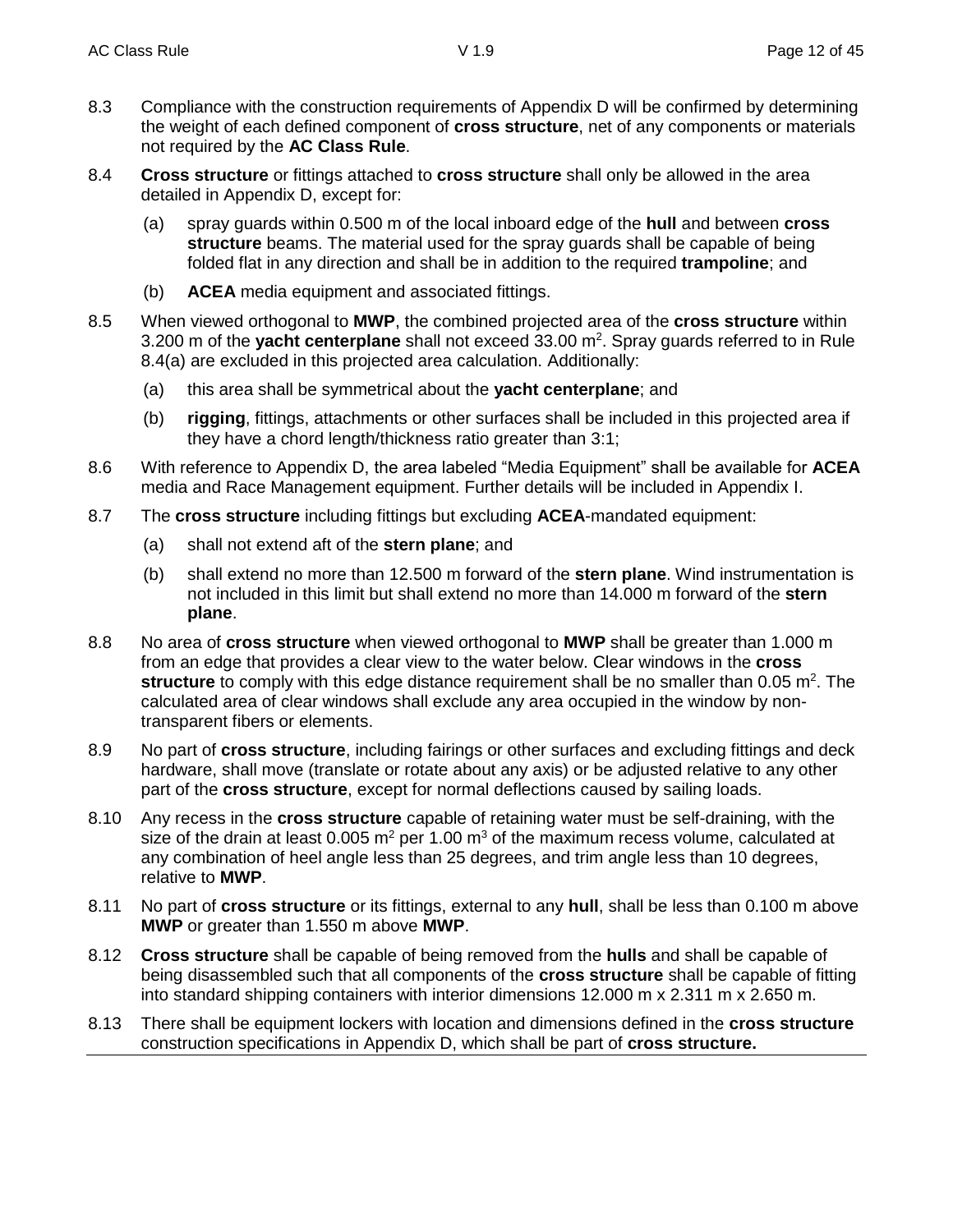8.3 Compliance with the construction requirements of Appendix D will be confirmed by determining the weight of each defined component of **cross structure**, net of any components or materials not required by the **AC Class Rule**.

8.4 **Cross structure** or fittings attached to **cross structure** shall only be allowed in the area detailed in Appendix D, except for:

  (a) spray guards within 0.500 m of the local inboard edge of the **hull** and between **cross structure** beams. The material used for the spray guards shall be capable of being folded flat in any direction and shall be in addition to the required **trampoline**; and

  (b) **ACEA** media equipment and associated fittings.

8.5 When viewed orthogonal to **MWP**, the combined projected area of the **cross structure** within 3.200 m of the **yacht centerplane** shall not exceed 33.00 $m^2$. Spray guards referred to in Rule 8.4(a) are excluded in this projected area calculation. Additionally:

  (a) this area shall be symmetrical about the **yacht centerplane**; and

  (b) **rigging**, fittings, attachments or other surfaces shall be included in this projected area if they have a chord length/thickness ratio greater than 3:1;

8.6 With reference to Appendix D, the area labeled "Media Equipment" shall be available for **ACEA** media and Race Management equipment. Further details will be included in Appendix I.

8.7 The **cross structure** including fittings but excluding **ACEA**-mandated equipment:

  (a) shall not extend aft of the **stern plane**; and

  (b) shall extend no more than 12.500 m forward of the **stern plane**. Wind instrumentation is not included in this limit but shall extend no more than 14.000 m forward of the **stern plane**.

8.8 No area of **cross structure** when viewed orthogonal to **MWP** shall be greater than 1.000 m from an edge that provides a clear view to the water below. Clear windows in the **cross structure** to comply with this edge distance requirement shall be no smaller than 0.05 $m^2$. The calculated area of clear windows shall exclude any area occupied in the window by non-transparent fibers or elements.

8.9 No part of **cross structure**, including fairings or other surfaces and excluding fittings and deck hardware, shall move (translate or rotate about any axis) or be adjusted relative to any other part of the **cross structure**, except for normal deflections caused by sailing loads.

8.10 Any recess in the **cross structure** capable of retaining water must be self-draining, with the size of the drain at least 0.005 $m^2$ per 1.00 $m^3$ of the maximum recess volume, calculated at any combination of heel angle less than 25 degrees, and trim angle less than 10 degrees, relative to **MWP**.

8.11 No part of **cross structure** or its fittings, external to any **hull**, shall be less than 0.100 m above **MWP** or greater than 1.550 m above **MWP**.

8.12 **Cross structure** shall be capable of being removed from the **hulls** and shall be capable of being disassembled such that all components of the **cross structure** shall be capable of fitting into standard shipping containers with interior dimensions 12.000 m x 2.311 m x 2.650 m.

8.13 There shall be equipment lockers with location and dimensions defined in the **cross structure** construction specifications in Appendix D, which shall be part of **cross structure.**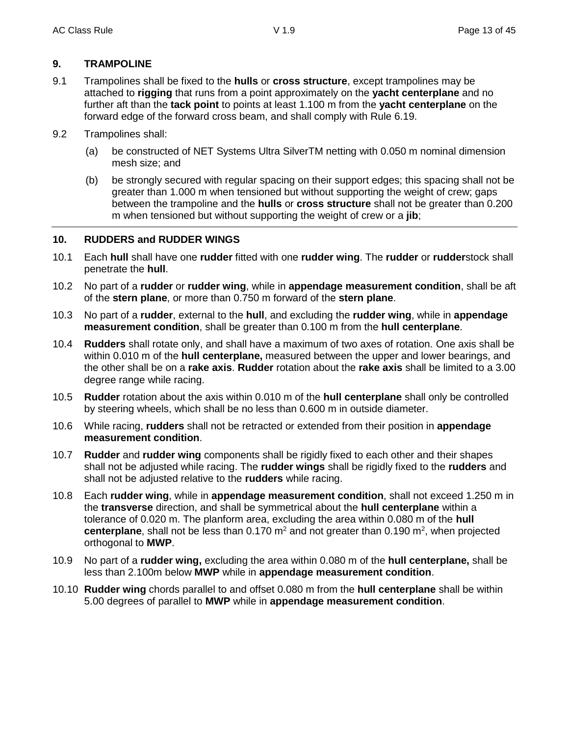## 9. TRAMPOLINE

9.1 Trampolines shall be fixed to the **hulls** or **cross structure**, except trampolines may be attached to **rigging** that runs from a point approximately on the **yacht centerplane** and no further aft than the **tack point** to points at least 1.100 m from the **yacht centerplane** on the forward edge of the forward cross beam, and shall comply with Rule 6.19.

9.2 Trampolines shall:

(a) be constructed of NET Systems Ultra SilverTM netting with 0.050 m nominal dimension mesh size; and

(b) be strongly secured with regular spacing on their support edges; this spacing shall not be greater than 1.000 m when tensioned but without supporting the weight of crew; gaps between the trampoline and the **hulls** or **cross structure** shall not be greater than 0.200 m when tensioned but without supporting the weight of crew or a **jib**;

---

## 10. RUDDERS and RUDDER WINGS

10.1 Each **hull** shall have one **rudder** fitted with one **rudder wing**. The **rudder** or **rudder**stock shall penetrate the **hull**.

10.2 No part of a **rudder** or **rudder wing**, while in **appendage measurement condition**, shall be aft of the **stern plane**, or more than 0.750 m forward of the **stern plane**.

10.3 No part of a **rudder**, external to the **hull**, and excluding the **rudder wing**, while in **appendage measurement condition**, shall be greater than 0.100 m from the **hull centerplane**.

10.4 **Rudders** shall rotate only, and shall have a maximum of two axes of rotation. One axis shall be within 0.010 m of the **hull centerplane,** measured between the upper and lower bearings, and the other shall be on a **rake axis**. **Rudder** rotation about the **rake axis** shall be limited to a 3.00 degree range while racing.

10.5 **Rudder** rotation about the axis within 0.010 m of the **hull centerplane** shall only be controlled by steering wheels, which shall be no less than 0.600 m in outside diameter.

10.6 While racing, **rudders** shall not be retracted or extended from their position in **appendage measurement condition**.

10.7 **Rudder** and **rudder wing** components shall be rigidly fixed to each other and their shapes shall not be adjusted while racing. The **rudder wings** shall be rigidly fixed to the **rudders** and shall not be adjusted relative to the **rudders** while racing.

10.8 Each **rudder wing**, while in **appendage measurement condition**, shall not exceed 1.250 m in the **transverse** direction, and shall be symmetrical about the **hull centerplane** within a tolerance of 0.020 m. The planform area, excluding the area within 0.080 m of the **hull centerplane**, shall not be less than 0.170 $m^2$ and not greater than 0.190 $m^2$, when projected orthogonal to **MWP**.

10.9 No part of a **rudder wing,** excluding the area within 0.080 m of the **hull centerplane,** shall be less than 2.100m below **MWP** while in **appendage measurement condition**.

10.10 **Rudder wing** chords parallel to and offset 0.080 m from the **hull centerplane** shall be within 5.00 degrees of parallel to **MWP** while in **appendage measurement condition**.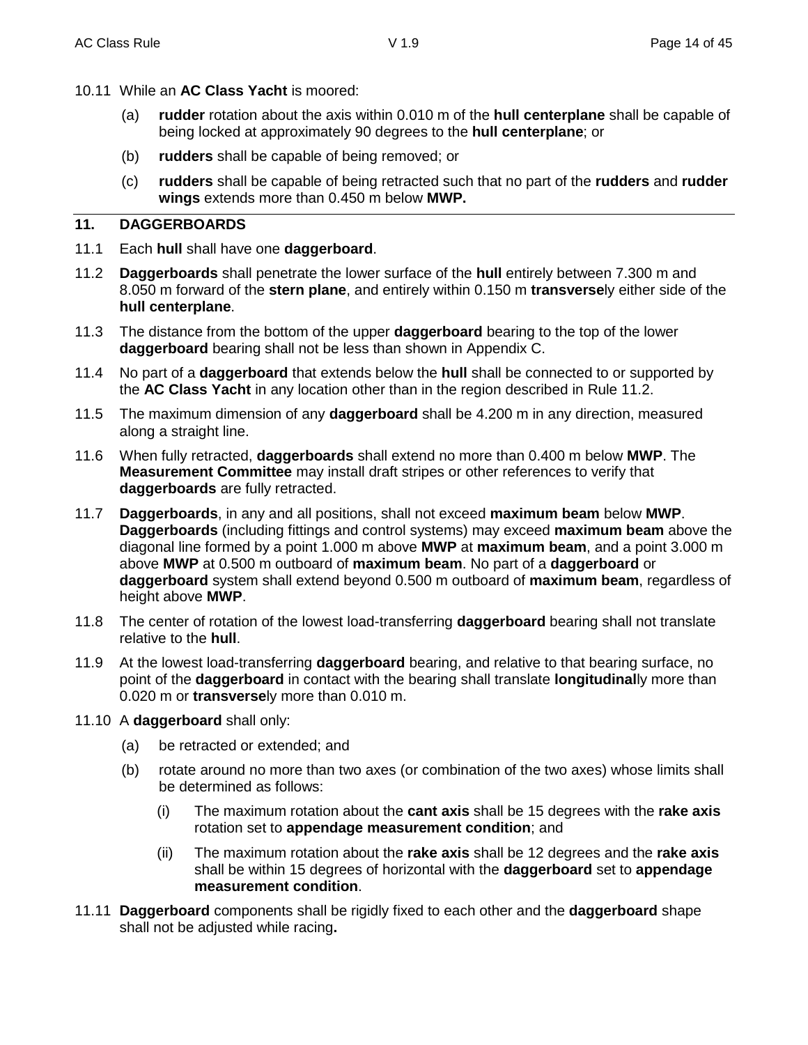10.11 While an **AC Class Yacht** is moored:

(a) **rudder** rotation about the axis within 0.010 m of the **hull centerplane** shall be capable of being locked at approximately 90 degrees to the **hull centerplane**; or

(b) **rudders** shall be capable of being removed; or

(c) **rudders** shall be capable of being retracted such that no part of the **rudders** and **rudder wings** extends more than 0.450 m below **MWP.**

## 11. DAGGERBOARDS

11.1 Each **hull** shall have one **daggerboard**.

11.2 **Daggerboards** shall penetrate the lower surface of the **hull** entirely between 7.300 m and 8.050 m forward of the **stern plane**, and entirely within 0.150 m **transverse**ly either side of the **hull centerplane**.

11.3 The distance from the bottom of the upper **daggerboard** bearing to the top of the lower **daggerboard** bearing shall not be less than shown in Appendix C.

11.4 No part of a **daggerboard** that extends below the **hull** shall be connected to or supported by the **AC Class Yacht** in any location other than in the region described in Rule 11.2.

11.5 The maximum dimension of any **daggerboard** shall be 4.200 m in any direction, measured along a straight line.

11.6 When fully retracted, **daggerboards** shall extend no more than 0.400 m below **MWP**. The **Measurement Committee** may install draft stripes or other references to verify that **daggerboards** are fully retracted.

11.7 **Daggerboards**, in any and all positions, shall not exceed **maximum beam** below **MWP**. **Daggerboards** (including fittings and control systems) may exceed **maximum beam** above the diagonal line formed by a point 1.000 m above **MWP** at **maximum beam**, and a point 3.000 m above **MWP** at 0.500 m outboard of **maximum beam**. No part of a **daggerboard** or **daggerboard** system shall extend beyond 0.500 m outboard of **maximum beam**, regardless of height above **MWP**.

11.8 The center of rotation of the lowest load-transferring **daggerboard** bearing shall not translate relative to the **hull**.

11.9 At the lowest load-transferring **daggerboard** bearing, and relative to that bearing surface, no point of the **daggerboard** in contact with the bearing shall translate **longitudinal**ly more than 0.020 m or **transverse**ly more than 0.010 m.

11.10 A **daggerboard** shall only:

(a) be retracted or extended; and

(b) rotate around no more than two axes (or combination of the two axes) whose limits shall be determined as follows:

(i) The maximum rotation about the **cant axis** shall be 15 degrees with the **rake axis** rotation set to **appendage measurement condition**; and

(ii) The maximum rotation about the **rake axis** shall be 12 degrees and the **rake axis** shall be within 15 degrees of horizontal with the **daggerboard** set to **appendage measurement condition**.

11.11 **Daggerboard** components shall be rigidly fixed to each other and the **daggerboard** shape shall not be adjusted while racing**.**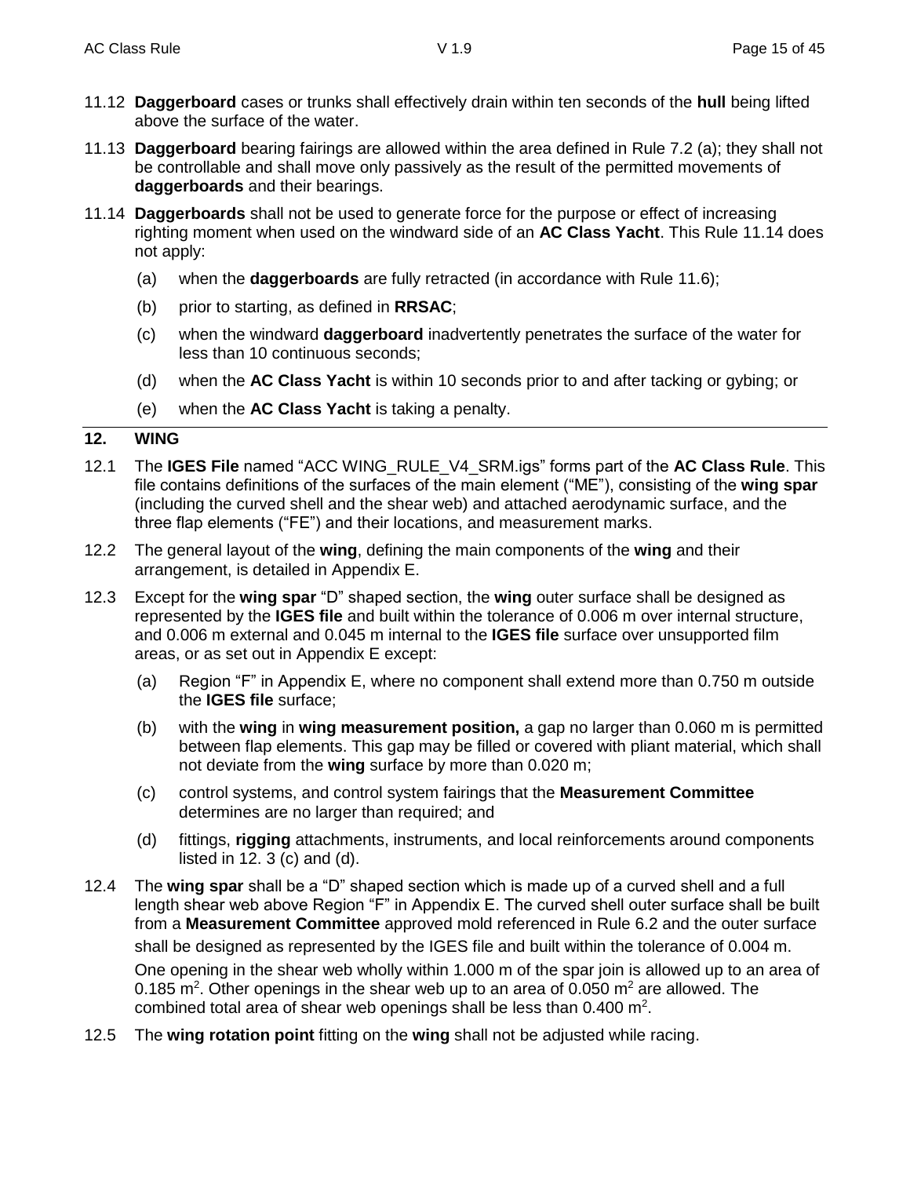11.12 **Daggerboard** cases or trunks shall effectively drain within ten seconds of the **hull** being lifted above the surface of the water.

11.13 **Daggerboard** bearing fairings are allowed within the area defined in Rule 7.2 (a); they shall not be controllable and shall move only passively as the result of the permitted movements of **daggerboards** and their bearings.

11.14 **Daggerboards** shall not be used to generate force for the purpose or effect of increasing righting moment when used on the windward side of an **AC Class Yacht**. This Rule 11.14 does not apply:

- (a) when the **daggerboards** are fully retracted (in accordance with Rule 11.6);
- (b) prior to starting, as defined in **RRSAC**;
- (c) when the windward **daggerboard** inadvertently penetrates the surface of the water for less than 10 continuous seconds;
- (d) when the **AC Class Yacht** is within 10 seconds prior to and after tacking or gybing; or
- (e) when the **AC Class Yacht** is taking a penalty.

## 12. WING

12.1 The **IGES File** named "ACC WING_RULE_V4_SRM.igs" forms part of the **AC Class Rule**. This file contains definitions of the surfaces of the main element ("ME"), consisting of the **wing spar** (including the curved shell and the shear web) and attached aerodynamic surface, and the three flap elements ("FE") and their locations, and measurement marks.

12.2 The general layout of the **wing**, defining the main components of the **wing** and their arrangement, is detailed in Appendix E.

12.3 Except for the **wing spar** "D" shaped section, the **wing** outer surface shall be designed as represented by the **IGES file** and built within the tolerance of 0.006 m over internal structure, and 0.006 m external and 0.045 m internal to the **IGES file** surface over unsupported film areas, or as set out in Appendix E except:

- (a) Region "F" in Appendix E, where no component shall extend more than 0.750 m outside the **IGES file** surface;
- (b) with the **wing** in **wing measurement position,** a gap no larger than 0.060 m is permitted between flap elements. This gap may be filled or covered with pliant material, which shall not deviate from the **wing** surface by more than 0.020 m;
- (c) control systems, and control system fairings that the **Measurement Committee** determines are no larger than required; and
- (d) fittings, **rigging** attachments, instruments, and local reinforcements around components listed in 12. 3 (c) and (d).

12.4 The **wing spar** shall be a "D" shaped section which is made up of a curved shell and a full length shear web above Region "F" in Appendix E. The curved shell outer surface shall be built from a **Measurement Committee** approved mold referenced in Rule 6.2 and the outer surface shall be designed as represented by the IGES file and built within the tolerance of 0.004 m.

One opening in the shear web wholly within 1.000 m of the spar join is allowed up to an area of 0.185 $m^2$. Other openings in the shear web up to an area of 0.050 $m^2$ are allowed. The combined total area of shear web openings shall be less than 0.400 $m^2$.

12.5 The **wing rotation point** fitting on the **wing** shall not be adjusted while racing.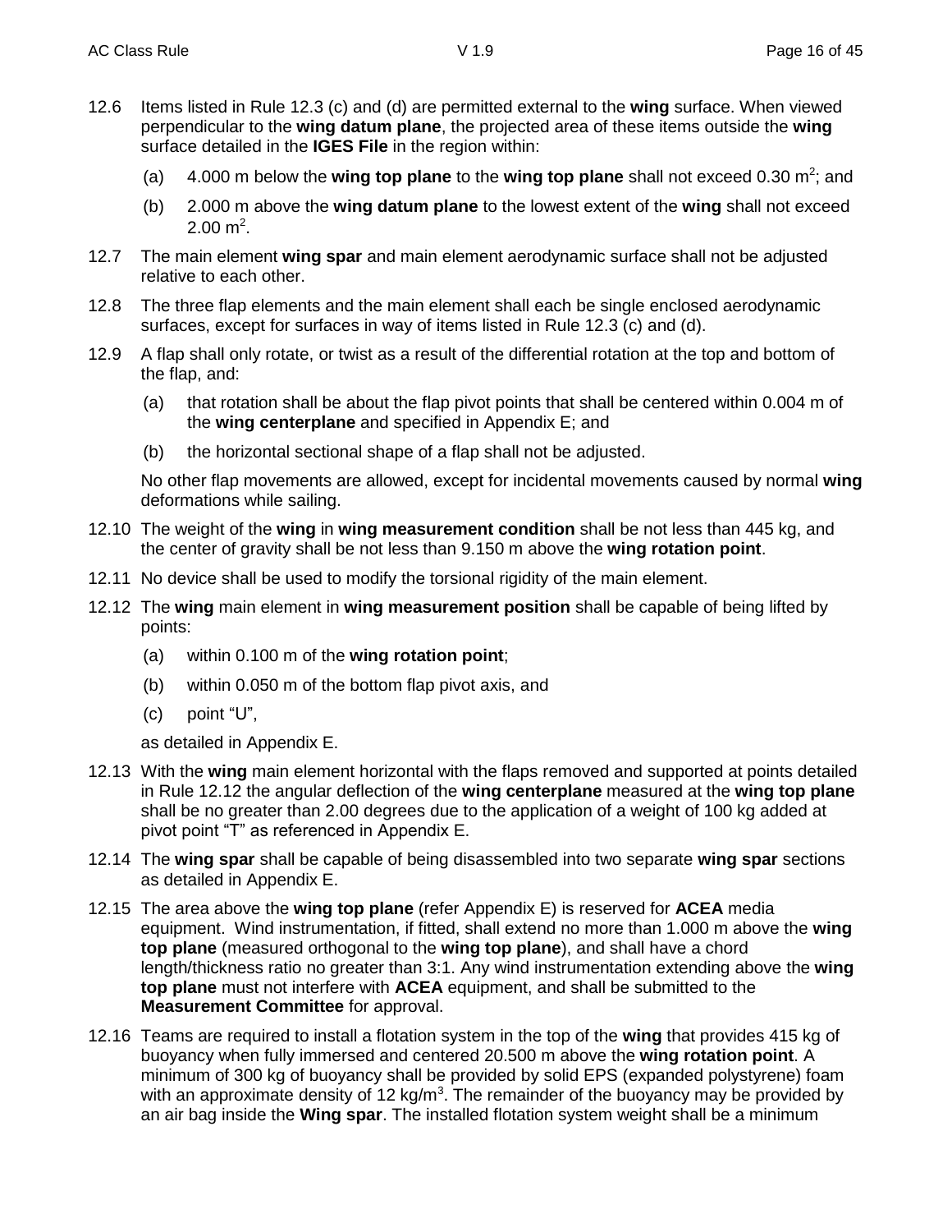12.6 Items listed in Rule 12.3 (c) and (d) are permitted external to the **wing** surface. When viewed perpendicular to the **wing datum plane**, the projected area of these items outside the **wing** surface detailed in the **IGES File** in the region within:

(a) 4.000 m below the **wing top plane** to the **wing top plane** shall not exceed 0.30 $m^2$; and

(b) 2.000 m above the **wing datum plane** to the lowest extent of the **wing** shall not exceed 2.00 $m^2$.

12.7 The main element **wing spar** and main element aerodynamic surface shall not be adjusted relative to each other.

12.8 The three flap elements and the main element shall each be single enclosed aerodynamic surfaces, except for surfaces in way of items listed in Rule 12.3 (c) and (d).

12.9 A flap shall only rotate, or twist as a result of the differential rotation at the top and bottom of the flap, and:

(a) that rotation shall be about the flap pivot points that shall be centered within 0.004 m of the **wing centerplane** and specified in Appendix E; and

(b) the horizontal sectional shape of a flap shall not be adjusted.

No other flap movements are allowed, except for incidental movements caused by normal **wing** deformations while sailing.

12.10 The weight of the **wing** in **wing measurement condition** shall be not less than 445 kg, and the center of gravity shall be not less than 9.150 m above the **wing rotation point**.

12.11 No device shall be used to modify the torsional rigidity of the main element.

12.12 The **wing** main element in **wing measurement position** shall be capable of being lifted by points:

(a) within 0.100 m of the **wing rotation point**;

(b) within 0.050 m of the bottom flap pivot axis, and

(c) point “U”,

as detailed in Appendix E.

12.13 With the **wing** main element horizontal with the flaps removed and supported at points detailed in Rule 12.12 the angular deflection of the **wing centerplane** measured at the **wing top plane** shall be no greater than 2.00 degrees due to the application of a weight of 100 kg added at pivot point “T” as referenced in Appendix E.

12.14 The **wing spar** shall be capable of being disassembled into two separate **wing spar** sections as detailed in Appendix E.

12.15 The area above the **wing top plane** (refer Appendix E) is reserved for **ACEA** media equipment. Wind instrumentation, if fitted, shall extend no more than 1.000 m above the **wing top plane** (measured orthogonal to the **wing top plane**), and shall have a chord length/thickness ratio no greater than 3:1. Any wind instrumentation extending above the **wing top plane** must not interfere with **ACEA** equipment, and shall be submitted to the **Measurement Committee** for approval.

12.16 Teams are required to install a flotation system in the top of the **wing** that provides 415 kg of buoyancy when fully immersed and centered 20.500 m above the **wing rotation point**. A minimum of 300 kg of buoyancy shall be provided by solid EPS (expanded polystyrene) foam with an approximate density of 12 $kg/m^3$. The remainder of the buoyancy may be provided by an air bag inside the **Wing spar**. The installed flotation system weight shall be a minimum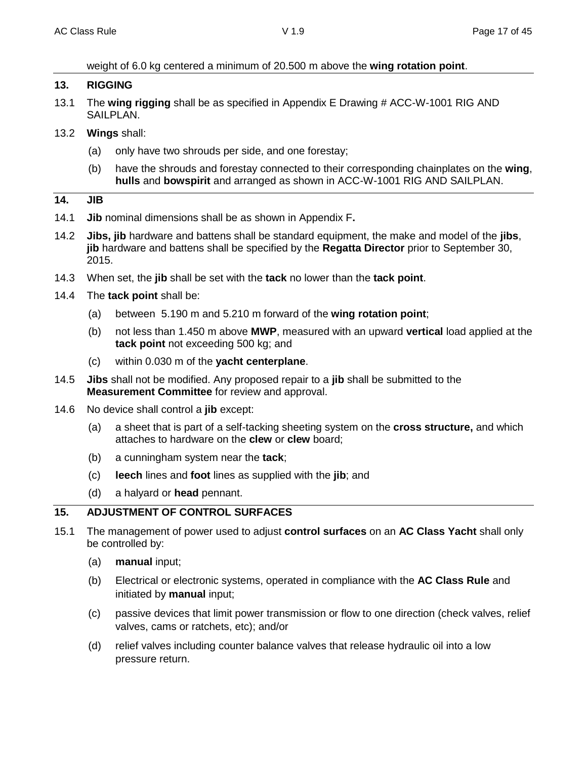weight of 6.0 kg centered a minimum of 20.500 m above the **wing rotation point**.

## 13. RIGGING

13.1 The **wing rigging** shall be as specified in Appendix E Drawing # ACC-W-1001 RIG AND SAILPLAN.

13.2 **Wings** shall:

(a) only have two shrouds per side, and one forestay;

(b) have the shrouds and forestay connected to their corresponding chainplates on the **wing**, **hulls** and **bowspirit** and arranged as shown in ACC-W-1001 RIG AND SAILPLAN.

## 14. JIB

14.1 **Jib** nominal dimensions shall be as shown in Appendix F**.**

14.2 **Jibs, jib** hardware and battens shall be standard equipment, the make and model of the **jibs**, **jib** hardware and battens shall be specified by the **Regatta Director** prior to September 30, 2015.

14.3 When set, the **jib** shall be set with the **tack** no lower than the **tack point**.

14.4 The **tack point** shall be:

(a) between 5.190 m and 5.210 m forward of the **wing rotation point**;

(b) not less than 1.450 m above **MWP**, measured with an upward **vertical** load applied at the **tack point** not exceeding 500 kg; and

(c) within 0.030 m of the **yacht centerplane**.

14.5 **Jibs** shall not be modified. Any proposed repair to a **jib** shall be submitted to the **Measurement Committee** for review and approval.

14.6 No device shall control a **jib** except:

(a) a sheet that is part of a self-tacking sheeting system on the **cross structure,** and which attaches to hardware on the **clew** or **clew** board;

(b) a cunningham system near the **tack**;

(c) **leech** lines and **foot** lines as supplied with the **jib**; and

(d) a halyard or **head** pennant.

## 15. ADJUSTMENT OF CONTROL SURFACES

15.1 The management of power used to adjust **control surfaces** on an **AC Class Yacht** shall only be controlled by:

(a) **manual** input;

(b) Electrical or electronic systems, operated in compliance with the **AC Class Rule** and initiated by **manual** input;

(c) passive devices that limit power transmission or flow to one direction (check valves, relief valves, cams or ratchets, etc); and/or

(d) relief valves including counter balance valves that release hydraulic oil into a low pressure return.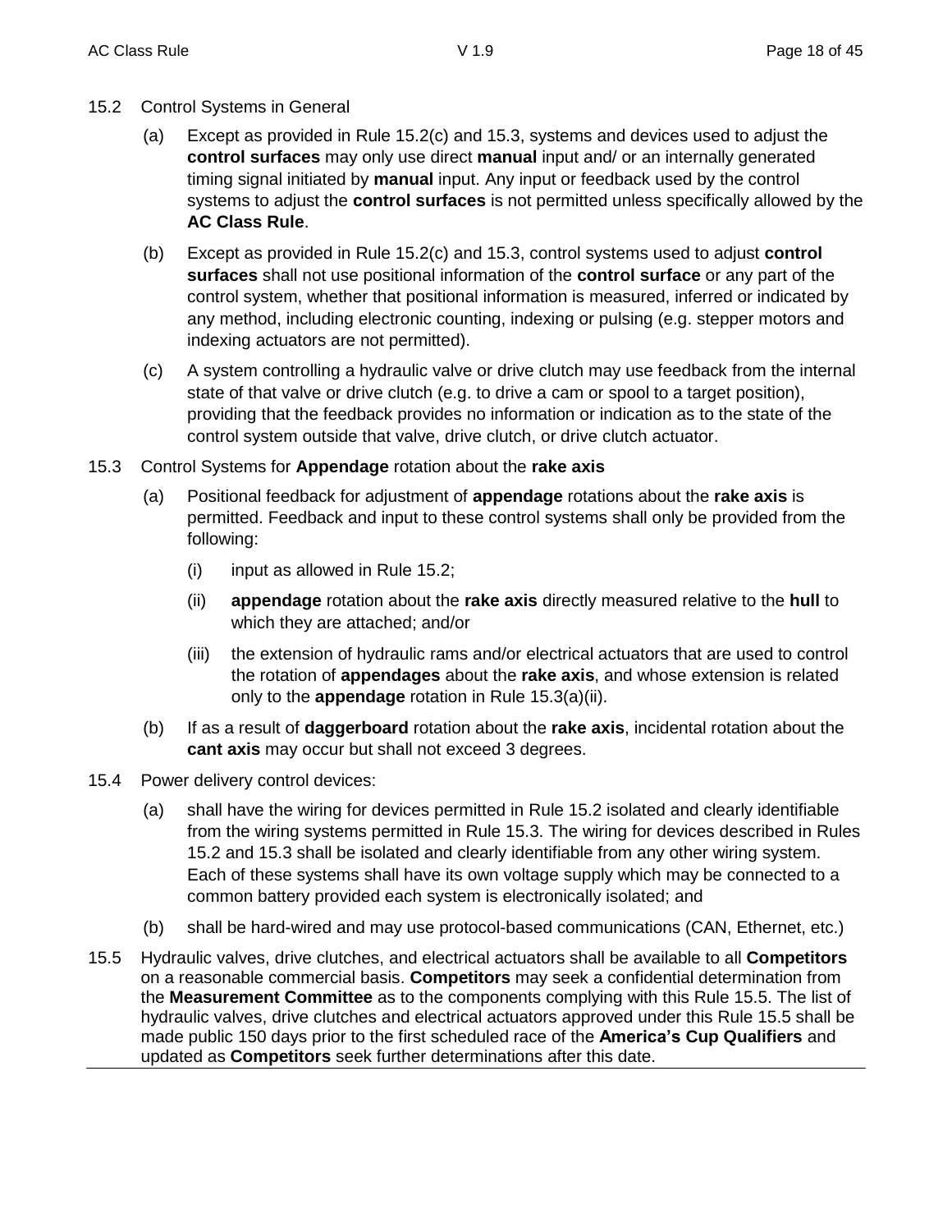15.2 Control Systems in General

(a) Except as provided in Rule 15.2(c) and 15.3, systems and devices used to adjust the **control surfaces** may only use direct **manual** input and/ or an internally generated timing signal initiated by **manual** input. Any input or feedback used by the control systems to adjust the **control surfaces** is not permitted unless specifically allowed by the **AC Class Rule**.

(b) Except as provided in Rule 15.2(c) and 15.3, control systems used to adjust **control surfaces** shall not use positional information of the **control surface** or any part of the control system, whether that positional information is measured, inferred or indicated by any method, including electronic counting, indexing or pulsing (e.g. stepper motors and indexing actuators are not permitted).

(c) A system controlling a hydraulic valve or drive clutch may use feedback from the internal state of that valve or drive clutch (e.g. to drive a cam or spool to a target position), providing that the feedback provides no information or indication as to the state of the control system outside that valve, drive clutch, or drive clutch actuator.

15.3 Control Systems for **Appendage** rotation about the **rake axis**

(a) Positional feedback for adjustment of **appendage** rotations about the **rake axis** is permitted. Feedback and input to these control systems shall only be provided from the following:

(i) input as allowed in Rule 15.2;

(ii) **appendage** rotation about the **rake axis** directly measured relative to the **hull** to which they are attached; and/or

(iii) the extension of hydraulic rams and/or electrical actuators that are used to control the rotation of **appendages** about the **rake axis**, and whose extension is related only to the **appendage** rotation in Rule 15.3(a)(ii).

(b) If as a result of **daggerboard** rotation about the **rake axis**, incidental rotation about the **cant axis** may occur but shall not exceed 3 degrees.

15.4 Power delivery control devices:

(a) shall have the wiring for devices permitted in Rule 15.2 isolated and clearly identifiable from the wiring systems permitted in Rule 15.3. The wiring for devices described in Rules 15.2 and 15.3 shall be isolated and clearly identifiable from any other wiring system. Each of these systems shall have its own voltage supply which may be connected to a common battery provided each system is electronically isolated; and

(b) shall be hard-wired and may use protocol-based communications (CAN, Ethernet, etc.)

15.5 Hydraulic valves, drive clutches, and electrical actuators shall be available to all **Competitors** on a reasonable commercial basis. **Competitors** may seek a confidential determination from the **Measurement Committee** as to the components complying with this Rule 15.5. The list of hydraulic valves, drive clutches and electrical actuators approved under this Rule 15.5 shall be made public 150 days prior to the first scheduled race of the **America's Cup Qualifiers** and updated as **Competitors** seek further determinations after this date.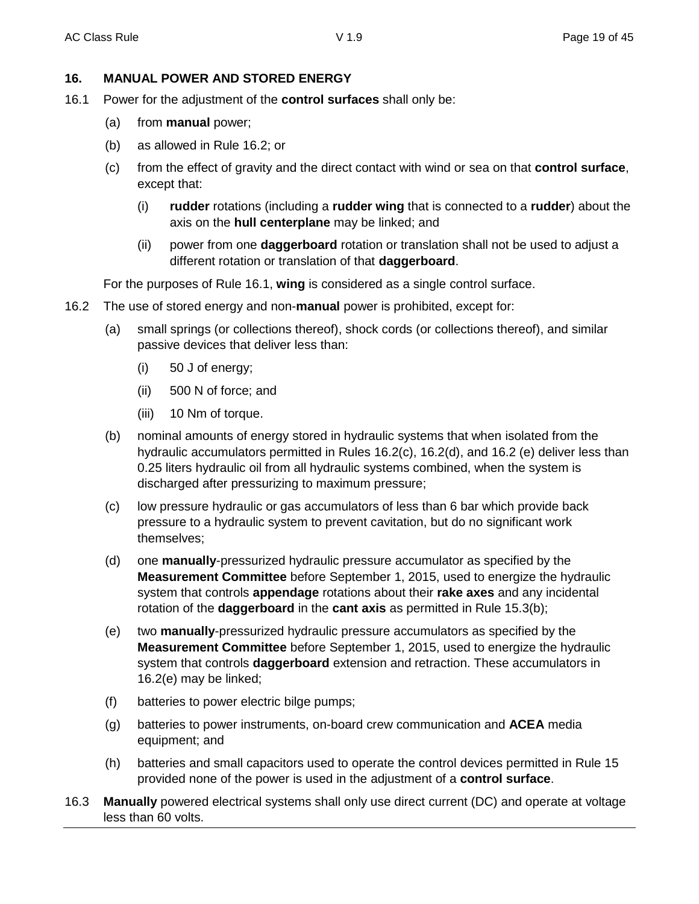## 16. MANUAL POWER AND STORED ENERGY

16.1 Power for the adjustment of the **control surfaces** shall only be:

- (a) from **manual** power;
- (b) as allowed in Rule 16.2; or
- (c) from the effect of gravity and the direct contact with wind or sea on that **control surface**, except that:
  - (i) **rudder** rotations (including a **rudder wing** that is connected to a **rudder**) about the axis on the **hull centerplane** may be linked; and
  - (ii) power from one **daggerboard** rotation or translation shall not be used to adjust a different rotation or translation of that **daggerboard**.

For the purposes of Rule 16.1, **wing** is considered as a single control surface.

16.2 The use of stored energy and non-**manual** power is prohibited, except for:

- (a) small springs (or collections thereof), shock cords (or collections thereof), and similar passive devices that deliver less than:
  - (i) 50 J of energy;
  - (ii) 500 N of force; and
  - (iii) 10 Nm of torque.
- (b) nominal amounts of energy stored in hydraulic systems that when isolated from the hydraulic accumulators permitted in Rules 16.2(c), 16.2(d), and 16.2 (e) deliver less than 0.25 liters hydraulic oil from all hydraulic systems combined, when the system is discharged after pressurizing to maximum pressure;
- (c) low pressure hydraulic or gas accumulators of less than 6 bar which provide back pressure to a hydraulic system to prevent cavitation, but do no significant work themselves;
- (d) one **manually**-pressurized hydraulic pressure accumulator as specified by the **Measurement Committee** before September 1, 2015, used to energize the hydraulic system that controls **appendage** rotations about their **rake axes** and any incidental rotation of the **daggerboard** in the **cant axis** as permitted in Rule 15.3(b);
- (e) two **manually**-pressurized hydraulic pressure accumulators as specified by the **Measurement Committee** before September 1, 2015, used to energize the hydraulic system that controls **daggerboard** extension and retraction. These accumulators in 16.2(e) may be linked;
- (f) batteries to power electric bilge pumps;
- (g) batteries to power instruments, on-board crew communication and **ACEA** media equipment; and
- (h) batteries and small capacitors used to operate the control devices permitted in Rule 15 provided none of the power is used in the adjustment of a **control surface**.

16.3 **Manually** powered electrical systems shall only use direct current (DC) and operate at voltage less than 60 volts.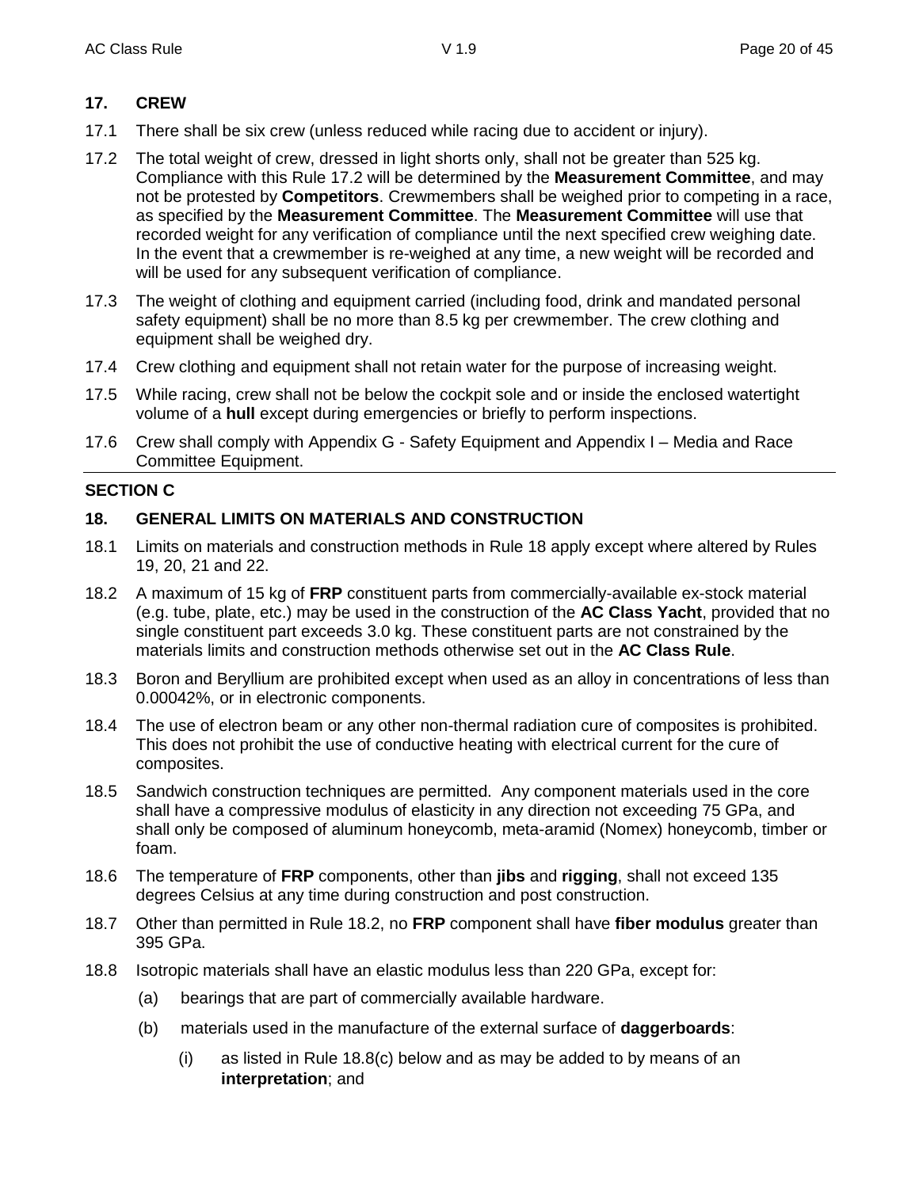## 17. CREW

17.1 There shall be six crew (unless reduced while racing due to accident or injury).

17.2 The total weight of crew, dressed in light shorts only, shall not be greater than 525 kg. Compliance with this Rule 17.2 will be determined by the **Measurement Committee**, and may not be protested by **Competitors**. Crewmembers shall be weighed prior to competing in a race, as specified by the **Measurement Committee**. The **Measurement Committee** will use that recorded weight for any verification of compliance until the next specified crew weighing date. In the event that a crewmember is re-weighed at any time, a new weight will be recorded and will be used for any subsequent verification of compliance.

17.3 The weight of clothing and equipment carried (including food, drink and mandated personal safety equipment) shall be no more than 8.5 kg per crewmember. The crew clothing and equipment shall be weighed dry.

17.4 Crew clothing and equipment shall not retain water for the purpose of increasing weight.

17.5 While racing, crew shall not be below the cockpit sole and or inside the enclosed watertight volume of a **hull** except during emergencies or briefly to perform inspections.

17.6 Crew shall comply with Appendix G - Safety Equipment and Appendix I – Media and Race Committee Equipment.

---

## SECTION C

## 18. GENERAL LIMITS ON MATERIALS AND CONSTRUCTION

18.1 Limits on materials and construction methods in Rule 18 apply except where altered by Rules 19, 20, 21 and 22.

18.2 A maximum of 15 kg of **FRP** constituent parts from commercially-available ex-stock material (e.g. tube, plate, etc.) may be used in the construction of the **AC Class Yacht**, provided that no single constituent part exceeds 3.0 kg. These constituent parts are not constrained by the materials limits and construction methods otherwise set out in the **AC Class Rule**.

18.3 Boron and Beryllium are prohibited except when used as an alloy in concentrations of less than 0.00042%, or in electronic components.

18.4 The use of electron beam or any other non-thermal radiation cure of composites is prohibited. This does not prohibit the use of conductive heating with electrical current for the cure of composites.

18.5 Sandwich construction techniques are permitted. Any component materials used in the core shall have a compressive modulus of elasticity in any direction not exceeding 75 GPa, and shall only be composed of aluminum honeycomb, meta-aramid (Nomex) honeycomb, timber or foam.

18.6 The temperature of **FRP** components, other than **jibs** and **rigging**, shall not exceed 135 degrees Celsius at any time during construction and post construction.

18.7 Other than permitted in Rule 18.2, no **FRP** component shall have **fiber modulus** greater than 395 GPa.

18.8 Isotropic materials shall have an elastic modulus less than 220 GPa, except for:

(a) bearings that are part of commercially available hardware.

(b) materials used in the manufacture of the external surface of **daggerboards**:

(i) as listed in Rule 18.8(c) below and as may be added to by means of an **interpretation**; and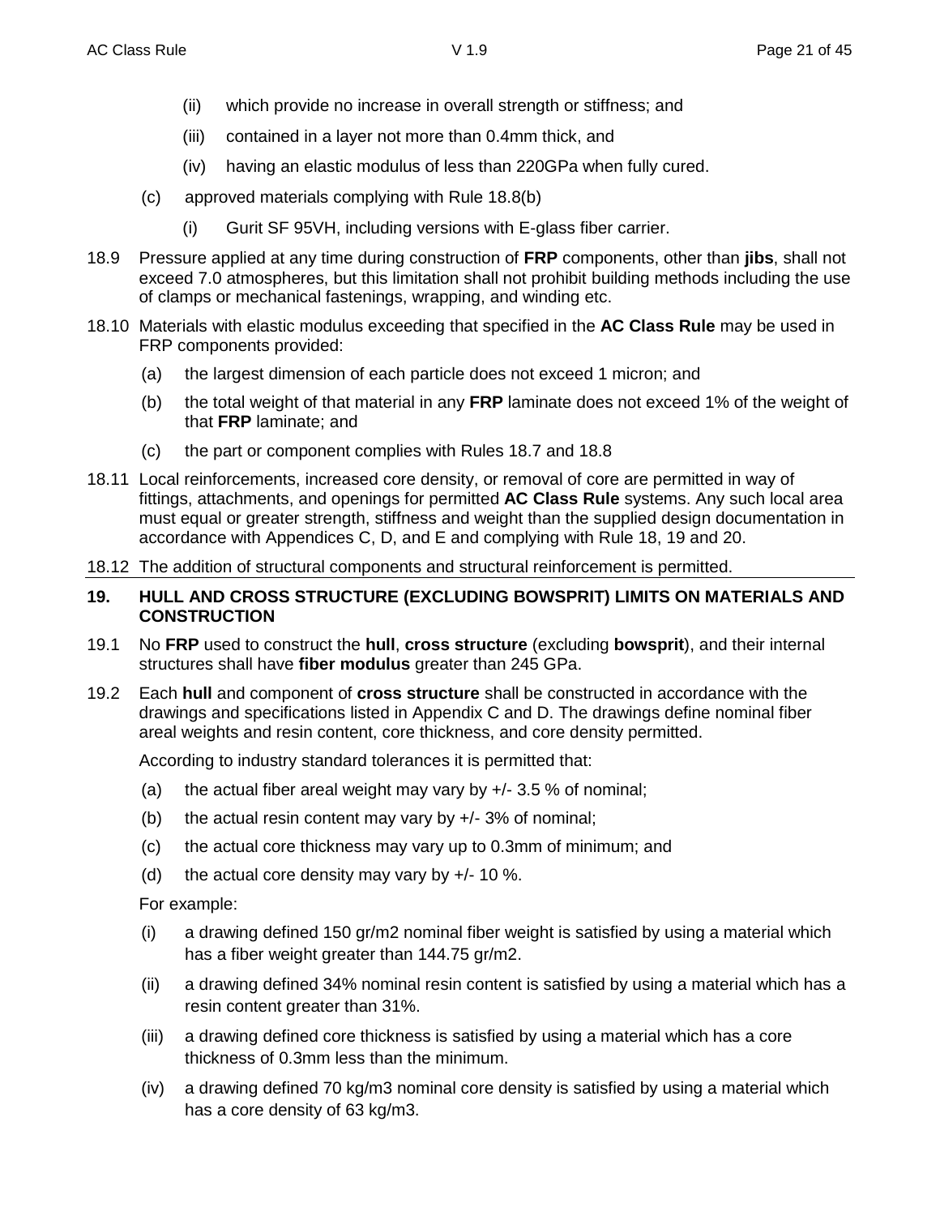(ii) which provide no increase in overall strength or stiffness; and

(iii) contained in a layer not more than 0.4mm thick, and

(iv) having an elastic modulus of less than 220GPa when fully cured.

(c) approved materials complying with Rule 18.8(b)

(i) Gurit SF 95VH, including versions with E-glass fiber carrier.

18.9 Pressure applied at any time during construction of **FRP** components, other than **jibs**, shall not exceed 7.0 atmospheres, but this limitation shall not prohibit building methods including the use of clamps or mechanical fastenings, wrapping, and winding etc.

18.10 Materials with elastic modulus exceeding that specified in the **AC Class Rule** may be used in FRP components provided:

(a) the largest dimension of each particle does not exceed 1 micron; and

(b) the total weight of that material in any **FRP** laminate does not exceed 1% of the weight of that **FRP** laminate; and

(c) the part or component complies with Rules 18.7 and 18.8

18.11 Local reinforcements, increased core density, or removal of core are permitted in way of fittings, attachments, and openings for permitted **AC Class Rule** systems. Any such local area must equal or greater strength, stiffness and weight than the supplied design documentation in accordance with Appendices C, D, and E and complying with Rule 18, 19 and 20.

18.12 The addition of structural components and structural reinforcement is permitted.

## 19. HULL AND CROSS STRUCTURE (EXCLUDING BOWSPRIT) LIMITS ON MATERIALS AND CONSTRUCTION

19.1 No **FRP** used to construct the **hull**, **cross structure** (excluding **bowsprit**), and their internal structures shall have **fiber modulus** greater than 245 GPa.

19.2 Each **hull** and component of **cross structure** shall be constructed in accordance with the drawings and specifications listed in Appendix C and D. The drawings define nominal fiber areal weights and resin content, core thickness, and core density permitted.

According to industry standard tolerances it is permitted that:

(a) the actual fiber areal weight may vary by +/- 3.5 % of nominal;

(b) the actual resin content may vary by +/- 3% of nominal;

(c) the actual core thickness may vary up to 0.3mm of minimum; and

(d) the actual core density may vary by +/- 10 %.

For example:

(i) a drawing defined 150 gr/m2 nominal fiber weight is satisfied by using a material which has a fiber weight greater than 144.75 gr/m2.

(ii) a drawing defined 34% nominal resin content is satisfied by using a material which has a resin content greater than 31%.

(iii) a drawing defined core thickness is satisfied by using a material which has a core thickness of 0.3mm less than the minimum.

(iv) a drawing defined 70 kg/m3 nominal core density is satisfied by using a material which has a core density of 63 kg/m3.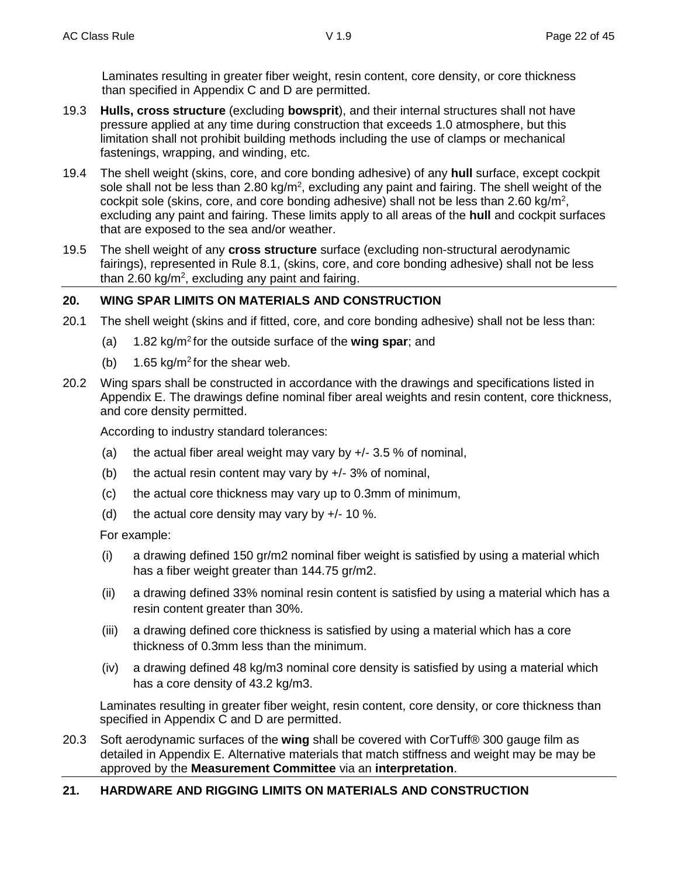Laminates resulting in greater fiber weight, resin content, core density, or core thickness than specified in Appendix C and D are permitted.

19.3 **Hulls, cross structure** (excluding **bowsprit**), and their internal structures shall not have pressure applied at any time during construction that exceeds 1.0 atmosphere, but this limitation shall not prohibit building methods including the use of clamps or mechanical fastenings, wrapping, and winding, etc.

19.4 The shell weight (skins, core, and core bonding adhesive) of any **hull** surface, except cockpit sole shall not be less than 2.80 kg/$m^2$, excluding any paint and fairing. The shell weight of the cockpit sole (skins, core, and core bonding adhesive) shall not be less than 2.60 kg/$m^2$, excluding any paint and fairing. These limits apply to all areas of the **hull** and cockpit surfaces that are exposed to the sea and/or weather.

19.5 The shell weight of any **cross structure** surface (excluding non-structural aerodynamic fairings), represented in Rule 8.1, (skins, core, and core bonding adhesive) shall not be less than 2.60 kg/$m^2$, excluding any paint and fairing.

## 20. WING SPAR LIMITS ON MATERIALS AND CONSTRUCTION

20.1 The shell weight (skins and if fitted, core, and core bonding adhesive) shall not be less than:

(a) 1.82 kg/$m^2$ for the outside surface of the **wing spar**; and

(b) 1.65 kg/$m^2$ for the shear web.

20.2 Wing spars shall be constructed in accordance with the drawings and specifications listed in Appendix E. The drawings define nominal fiber areal weights and resin content, core thickness, and core density permitted.

According to industry standard tolerances:

(a) the actual fiber areal weight may vary by +/- 3.5 % of nominal,

(b) the actual resin content may vary by +/- 3% of nominal,

(c) the actual core thickness may vary up to 0.3mm of minimum,

(d) the actual core density may vary by +/- 10 %.

For example:

(i) a drawing defined 150 gr/m2 nominal fiber weight is satisfied by using a material which has a fiber weight greater than 144.75 gr/m2.

(ii) a drawing defined 33% nominal resin content is satisfied by using a material which has a resin content greater than 30%.

(iii) a drawing defined core thickness is satisfied by using a material which has a core thickness of 0.3mm less than the minimum.

(iv) a drawing defined 48 kg/m3 nominal core density is satisfied by using a material which has a core density of 43.2 kg/m3.

Laminates resulting in greater fiber weight, resin content, core density, or core thickness than specified in Appendix C and D are permitted.

20.3 Soft aerodynamic surfaces of the **wing** shall be covered with CorTuff® 300 gauge film as detailed in Appendix E. Alternative materials that match stiffness and weight may be may be approved by the **Measurement Committee** via an **interpretation**.

## 21. HARDWARE AND RIGGING LIMITS ON MATERIALS AND CONSTRUCTION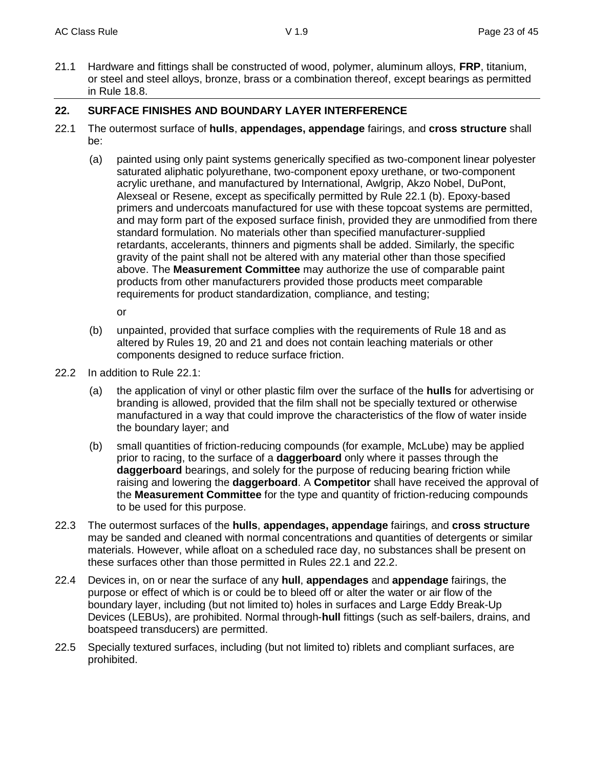21.1 Hardware and fittings shall be constructed of wood, polymer, aluminum alloys, **FRP**, titanium, or steel and steel alloys, bronze, brass or a combination thereof, except bearings as permitted in Rule 18.8.

## 22. SURFACE FINISHES AND BOUNDARY LAYER INTERFERENCE

22.1 The outermost surface of **hulls**, **appendages, appendage** fairings, and **cross structure** shall be:

(a) painted using only paint systems generically specified as two-component linear polyester saturated aliphatic polyurethane, two-component epoxy urethane, or two-component acrylic urethane, and manufactured by International, Awlgrip, Akzo Nobel, DuPont, Alexseal or Resene, except as specifically permitted by Rule 22.1 (b). Epoxy-based primers and undercoats manufactured for use with these topcoat systems are permitted, and may form part of the exposed surface finish, provided they are unmodified from there standard formulation. No materials other than specified manufacturer-supplied retardants, accelerants, thinners and pigments shall be added. Similarly, the specific gravity of the paint shall not be altered with any material other than those specified above. The **Measurement Committee** may authorize the use of comparable paint products from other manufacturers provided those products meet comparable requirements for product standardization, compliance, and testing;

or

(b) unpainted, provided that surface complies with the requirements of Rule 18 and as altered by Rules 19, 20 and 21 and does not contain leaching materials or other components designed to reduce surface friction.

22.2 In addition to Rule 22.1:

(a) the application of vinyl or other plastic film over the surface of the **hulls** for advertising or branding is allowed, provided that the film shall not be specially textured or otherwise manufactured in a way that could improve the characteristics of the flow of water inside the boundary layer; and

(b) small quantities of friction-reducing compounds (for example, McLube) may be applied prior to racing, to the surface of a **daggerboard** only where it passes through the **daggerboard** bearings, and solely for the purpose of reducing bearing friction while raising and lowering the **daggerboard**. A **Competitor** shall have received the approval of the **Measurement Committee** for the type and quantity of friction-reducing compounds to be used for this purpose.

22.3 The outermost surfaces of the **hulls**, **appendages, appendage** fairings, and **cross structure** may be sanded and cleaned with normal concentrations and quantities of detergents or similar materials. However, while afloat on a scheduled race day, no substances shall be present on these surfaces other than those permitted in Rules 22.1 and 22.2.

22.4 Devices in, on or near the surface of any **hull**, **appendages** and **appendage** fairings, the purpose or effect of which is or could be to bleed off or alter the water or air flow of the boundary layer, including (but not limited to) holes in surfaces and Large Eddy Break-Up Devices (LEBUs), are prohibited. Normal through-**hull** fittings (such as self-bailers, drains, and boatspeed transducers) are permitted.

22.5 Specially textured surfaces, including (but not limited to) riblets and compliant surfaces, are prohibited.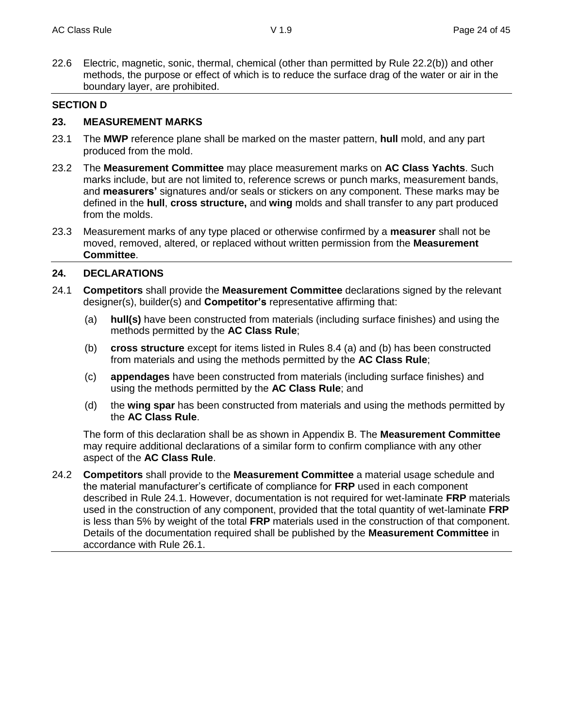22.6 Electric, magnetic, sonic, thermal, chemical (other than permitted by Rule 22.2(b)) and other methods, the purpose or effect of which is to reduce the surface drag of the water or air in the boundary layer, are prohibited.

## SECTION D

### 23. MEASUREMENT MARKS

23.1 The **MWP** reference plane shall be marked on the master pattern, **hull** mold, and any part produced from the mold.

23.2 The **Measurement Committee** may place measurement marks on **AC Class Yachts**. Such marks include, but are not limited to, reference screws or punch marks, measurement bands, and **measurers'** signatures and/or seals or stickers on any component. These marks may be defined in the **hull**, **cross structure,** and **wing** molds and shall transfer to any part produced from the molds.

23.3 Measurement marks of any type placed or otherwise confirmed by a **measurer** shall not be moved, removed, altered, or replaced without written permission from the **Measurement Committee**.

### 24. DECLARATIONS

24.1 **Competitors** shall provide the **Measurement Committee** declarations signed by the relevant designer(s), builder(s) and **Competitor's** representative affirming that:

(a) **hull(s)** have been constructed from materials (including surface finishes) and using the methods permitted by the **AC Class Rule**;

(b) **cross structure** except for items listed in Rules 8.4 (a) and (b) has been constructed from materials and using the methods permitted by the **AC Class Rule**;

(c) **appendages** have been constructed from materials (including surface finishes) and using the methods permitted by the **AC Class Rule**; and

(d) the **wing spar** has been constructed from materials and using the methods permitted by the **AC Class Rule**.

The form of this declaration shall be as shown in Appendix B. The **Measurement Committee** may require additional declarations of a similar form to confirm compliance with any other aspect of the **AC Class Rule**.

24.2 **Competitors** shall provide to the **Measurement Committee** a material usage schedule and the material manufacturer's certificate of compliance for **FRP** used in each component described in Rule 24.1. However, documentation is not required for wet-laminate **FRP** materials used in the construction of any component, provided that the total quantity of wet-laminate **FRP** is less than 5% by weight of the total **FRP** materials used in the construction of that component. Details of the documentation required shall be published by the **Measurement Committee** in accordance with Rule 26.1.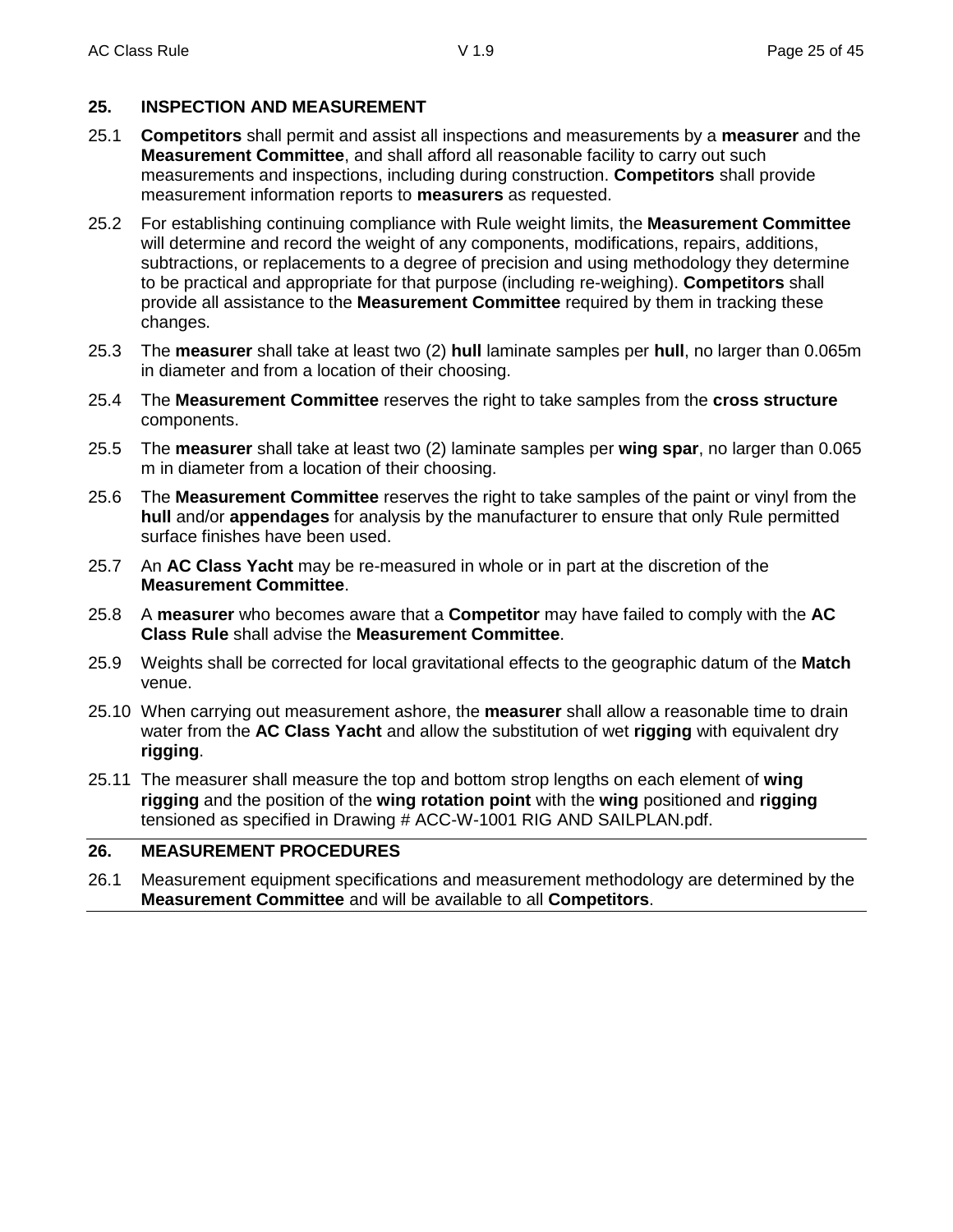## 25. INSPECTION AND MEASUREMENT

25.1 **Competitors** shall permit and assist all inspections and measurements by a **measurer** and the **Measurement Committee**, and shall afford all reasonable facility to carry out such measurements and inspections, including during construction. **Competitors** shall provide measurement information reports to **measurers** as requested.

25.2 For establishing continuing compliance with Rule weight limits, the **Measurement Committee** will determine and record the weight of any components, modifications, repairs, additions, subtractions, or replacements to a degree of precision and using methodology they determine to be practical and appropriate for that purpose (including re-weighing). **Competitors** shall provide all assistance to the **Measurement Committee** required by them in tracking these changes.

25.3 The **measurer** shall take at least two (2) **hull** laminate samples per **hull**, no larger than 0.065m in diameter and from a location of their choosing.

25.4 The **Measurement Committee** reserves the right to take samples from the **cross structure** components.

25.5 The **measurer** shall take at least two (2) laminate samples per **wing spar**, no larger than 0.065 m in diameter from a location of their choosing.

25.6 The **Measurement Committee** reserves the right to take samples of the paint or vinyl from the **hull** and/or **appendages** for analysis by the manufacturer to ensure that only Rule permitted surface finishes have been used.

25.7 An **AC Class Yacht** may be re-measured in whole or in part at the discretion of the **Measurement Committee**.

25.8 A **measurer** who becomes aware that a **Competitor** may have failed to comply with the **AC Class Rule** shall advise the **Measurement Committee**.

25.9 Weights shall be corrected for local gravitational effects to the geographic datum of the **Match** venue.

25.10 When carrying out measurement ashore, the **measurer** shall allow a reasonable time to drain water from the **AC Class Yacht** and allow the substitution of wet **rigging** with equivalent dry **rigging**.

25.11 The measurer shall measure the top and bottom strop lengths on each element of **wing rigging** and the position of the **wing rotation point** with the **wing** positioned and **rigging** tensioned as specified in Drawing # ACC-W-1001 RIG AND SAILPLAN.pdf.

## 26. MEASUREMENT PROCEDURES

26.1 Measurement equipment specifications and measurement methodology are determined by the **Measurement Committee** and will be available to all **Competitors**.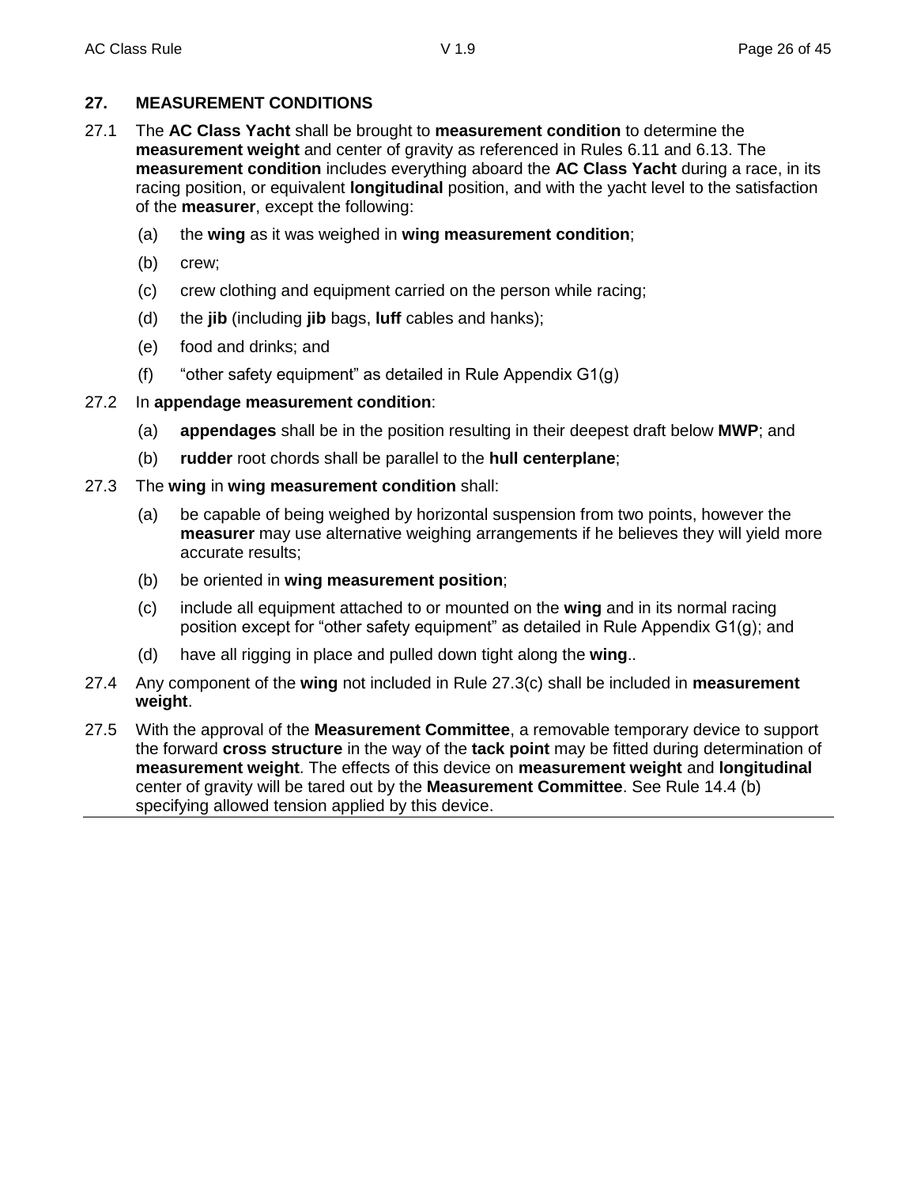## 27. MEASUREMENT CONDITIONS

27.1 The **AC Class Yacht** shall be brought to **measurement condition** to determine the **measurement weight** and center of gravity as referenced in Rules 6.11 and 6.13. The **measurement condition** includes everything aboard the **AC Class Yacht** during a race, in its racing position, or equivalent **longitudinal** position, and with the yacht level to the satisfaction of the **measurer**, except the following:

- (a) the **wing** as it was weighed in **wing measurement condition**;
- (b) crew;
- (c) crew clothing and equipment carried on the person while racing;
- (d) the **jib** (including **jib** bags, **luff** cables and hanks);
- (e) food and drinks; and
- (f) "other safety equipment" as detailed in Rule Appendix G1(g)

27.2 In **appendage measurement condition**:

- (a) **appendages** shall be in the position resulting in their deepest draft below **MWP**; and
- (b) **rudder** root chords shall be parallel to the **hull centerplane**;

27.3 The **wing** in **wing measurement condition** shall:

- (a) be capable of being weighed by horizontal suspension from two points, however the **measurer** may use alternative weighing arrangements if he believes they will yield more accurate results;
- (b) be oriented in **wing measurement position**;
- (c) include all equipment attached to or mounted on the **wing** and in its normal racing position except for "other safety equipment" as detailed in Rule Appendix G1(g); and
- (d) have all rigging in place and pulled down tight along the **wing**..

27.4 Any component of the **wing** not included in Rule 27.3(c) shall be included in **measurement weight**.

27.5 With the approval of the **Measurement Committee**, a removable temporary device to support the forward **cross structure** in the way of the **tack point** may be fitted during determination of **measurement weight**. The effects of this device on **measurement weight** and **longitudinal** center of gravity will be tared out by the **Measurement Committee**. See Rule 14.4 (b) specifying allowed tension applied by this device.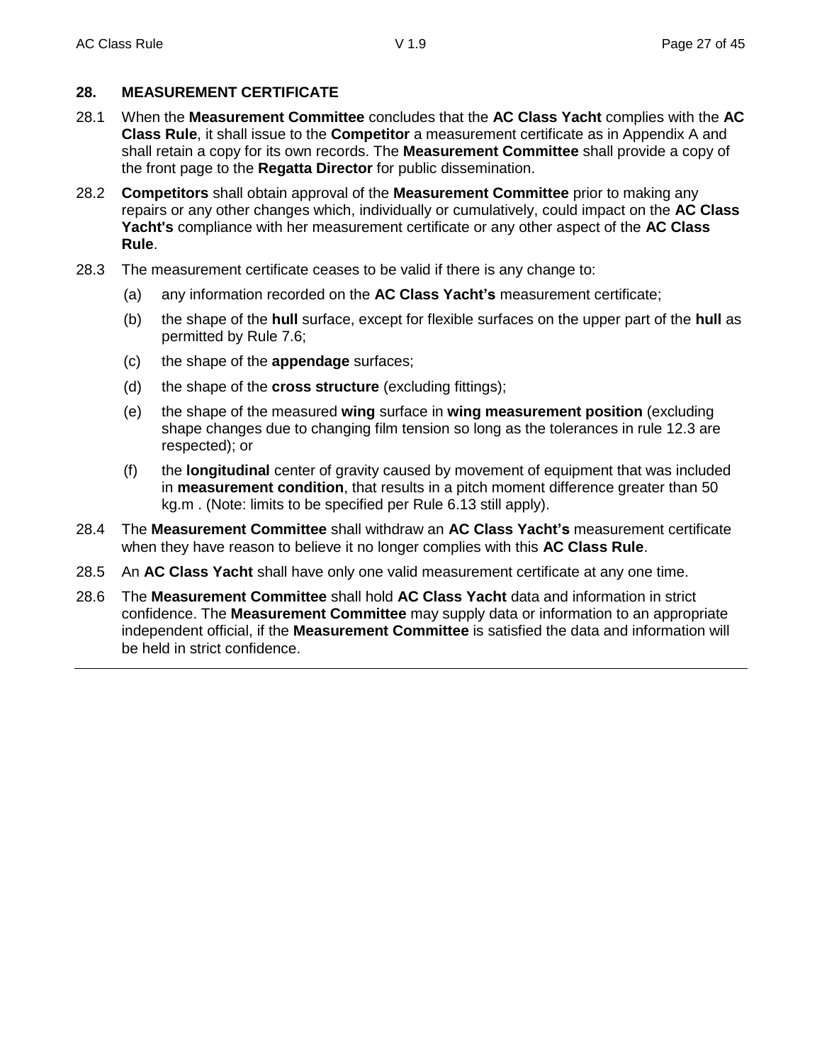## 28. MEASUREMENT CERTIFICATE

28.1 When the **Measurement Committee** concludes that the **AC Class Yacht** complies with the **AC Class Rule**, it shall issue to the **Competitor** a measurement certificate as in Appendix A and shall retain a copy for its own records. The **Measurement Committee** shall provide a copy of the front page to the **Regatta Director** for public dissemination.

28.2 **Competitors** shall obtain approval of the **Measurement Committee** prior to making any repairs or any other changes which, individually or cumulatively, could impact on the **AC Class Yacht's** compliance with her measurement certificate or any other aspect of the **AC Class Rule**.

28.3 The measurement certificate ceases to be valid if there is any change to:

- (a) any information recorded on the **AC Class Yacht's** measurement certificate;
- (b) the shape of the **hull** surface, except for flexible surfaces on the upper part of the **hull** as permitted by Rule 7.6;
- (c) the shape of the **appendage** surfaces;
- (d) the shape of the **cross structure** (excluding fittings);
- (e) the shape of the measured **wing** surface in **wing measurement position** (excluding shape changes due to changing film tension so long as the tolerances in rule 12.3 are respected); or
- (f) the **longitudinal** center of gravity caused by movement of equipment that was included in **measurement condition**, that results in a pitch moment difference greater than 50 kg.m . (Note: limits to be specified per Rule 6.13 still apply).

28.4 The **Measurement Committee** shall withdraw an **AC Class Yacht's** measurement certificate when they have reason to believe it no longer complies with this **AC Class Rule**.

28.5 An **AC Class Yacht** shall have only one valid measurement certificate at any one time.

28.6 The **Measurement Committee** shall hold **AC Class Yacht** data and information in strict confidence. The **Measurement Committee** may supply data or information to an appropriate independent official, if the **Measurement Committee** is satisfied the data and information will be held in strict confidence.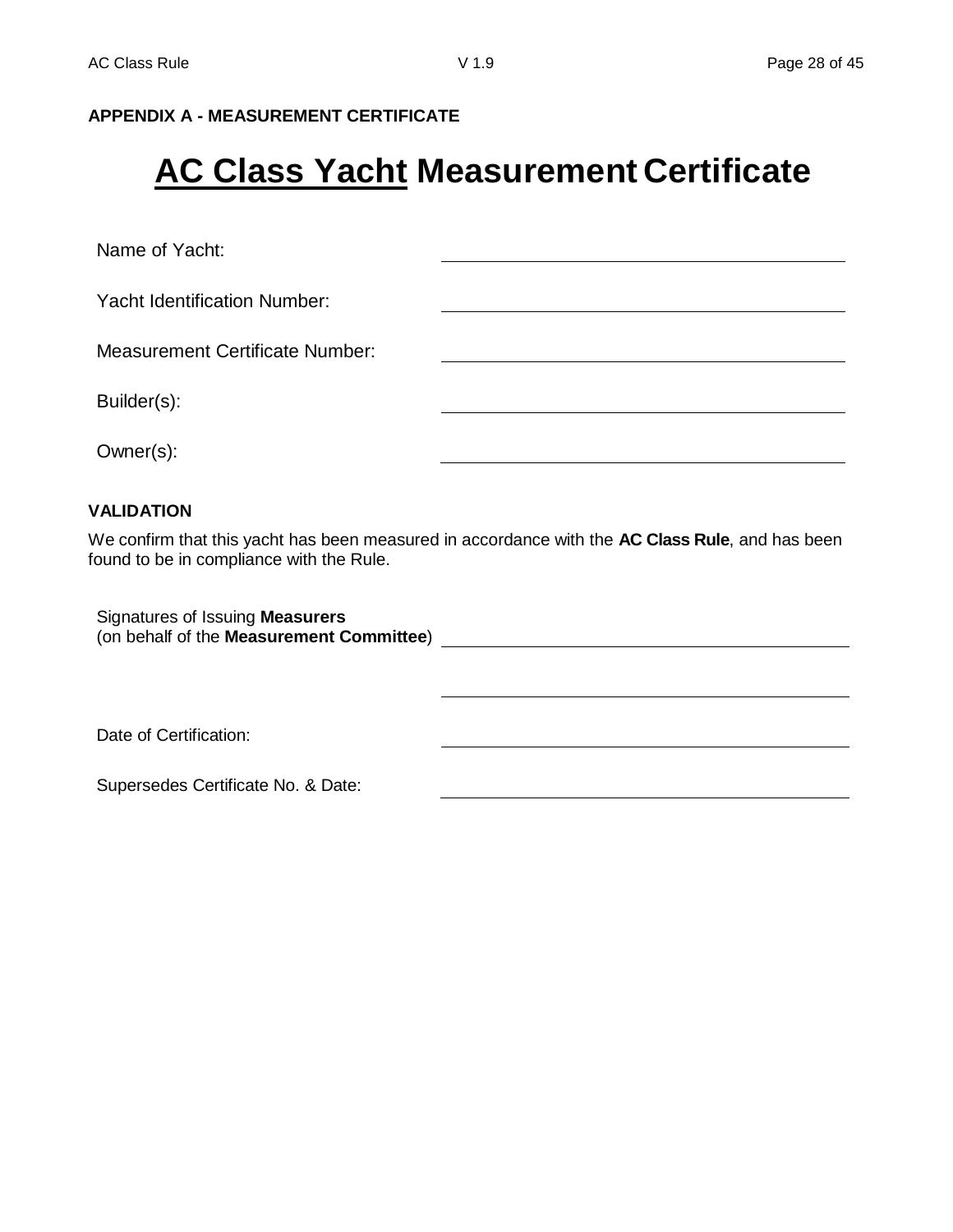**APPENDIX A - MEASUREMENT CERTIFICATE**

# AC Class Yacht Measurement Certificate

Name of Yacht: ______________________________

Yacht Identification Number: ______________________________

Measurement Certificate Number: ______________________________

Builder(s): ______________________________

Owner(s): ______________________________

**VALIDATION**

We confirm that this yacht has been measured in accordance with the **AC Class Rule**, and has been found to be in compliance with the Rule.

Signatures of Issuing **Measurers**
(on behalf of the **Measurement Committee**) ______________________________

______________________________

Date of Certification: ______________________________

Supersedes Certificate No. & Date: ______________________________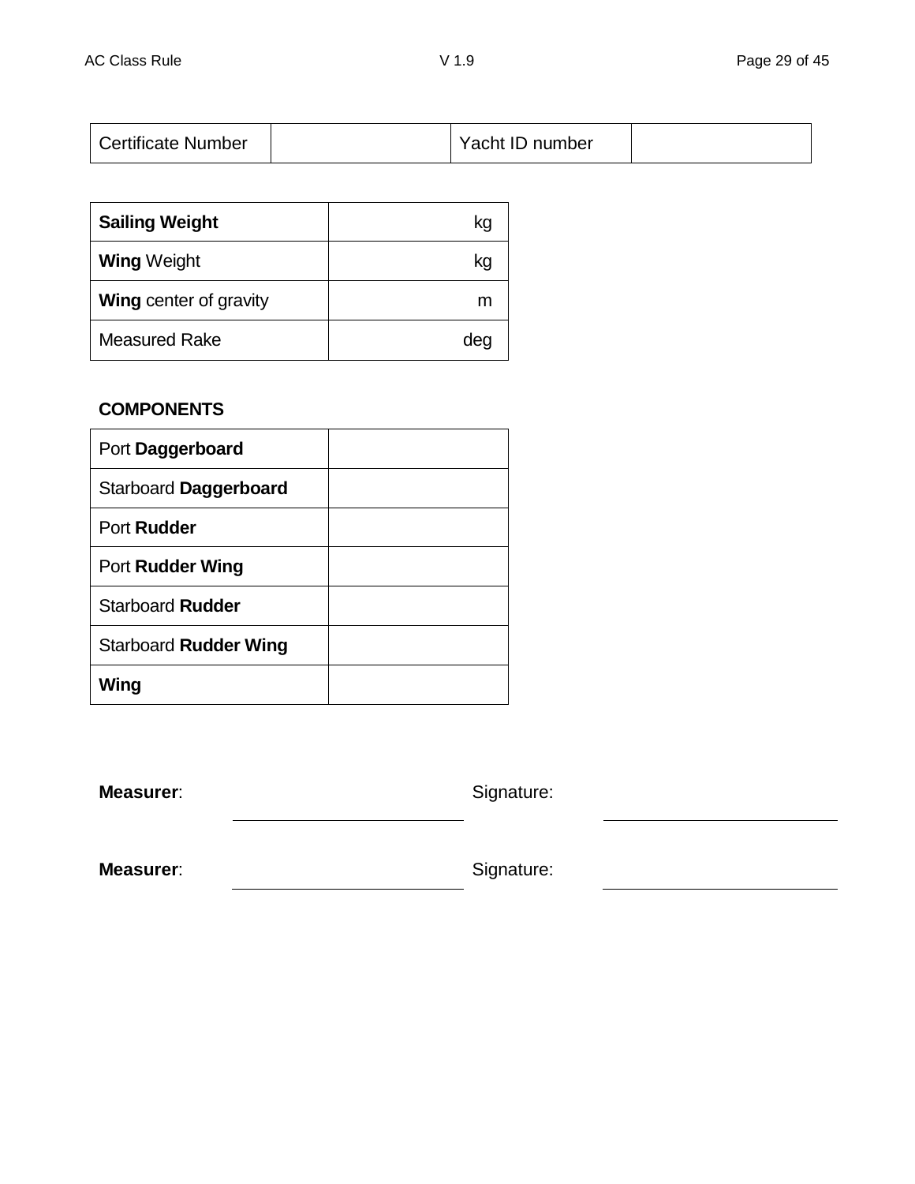| Certificate Number | | Yacht ID number | |
|---|---|---|---|

| **Sailing Weight** | kg |
|---|---|
| **Wing** Weight | kg |
| **Wing** center of gravity | m |
| Measured Rake | deg |

**COMPONENTS**

| Port **Daggerboard** | |
|---|---|
| Starboard **Daggerboard** | |
| Port **Rudder** | |
| Port **Rudder Wing** | |
| Starboard **Rudder** | |
| Starboard **Rudder Wing** | |
| **Wing** | |

**Measurer**: \_\_\_\_\_\_\_\_\_\_\_\_\_\_\_\_\_\_\_\_ Signature: \_\_\_\_\_\_\_\_\_\_\_\_\_\_\_\_\_\_\_\_

**Measurer**: \_\_\_\_\_\_\_\_\_\_\_\_\_\_\_\_\_\_\_\_ Signature: \_\_\_\_\_\_\_\_\_\_\_\_\_\_\_\_\_\_\_\_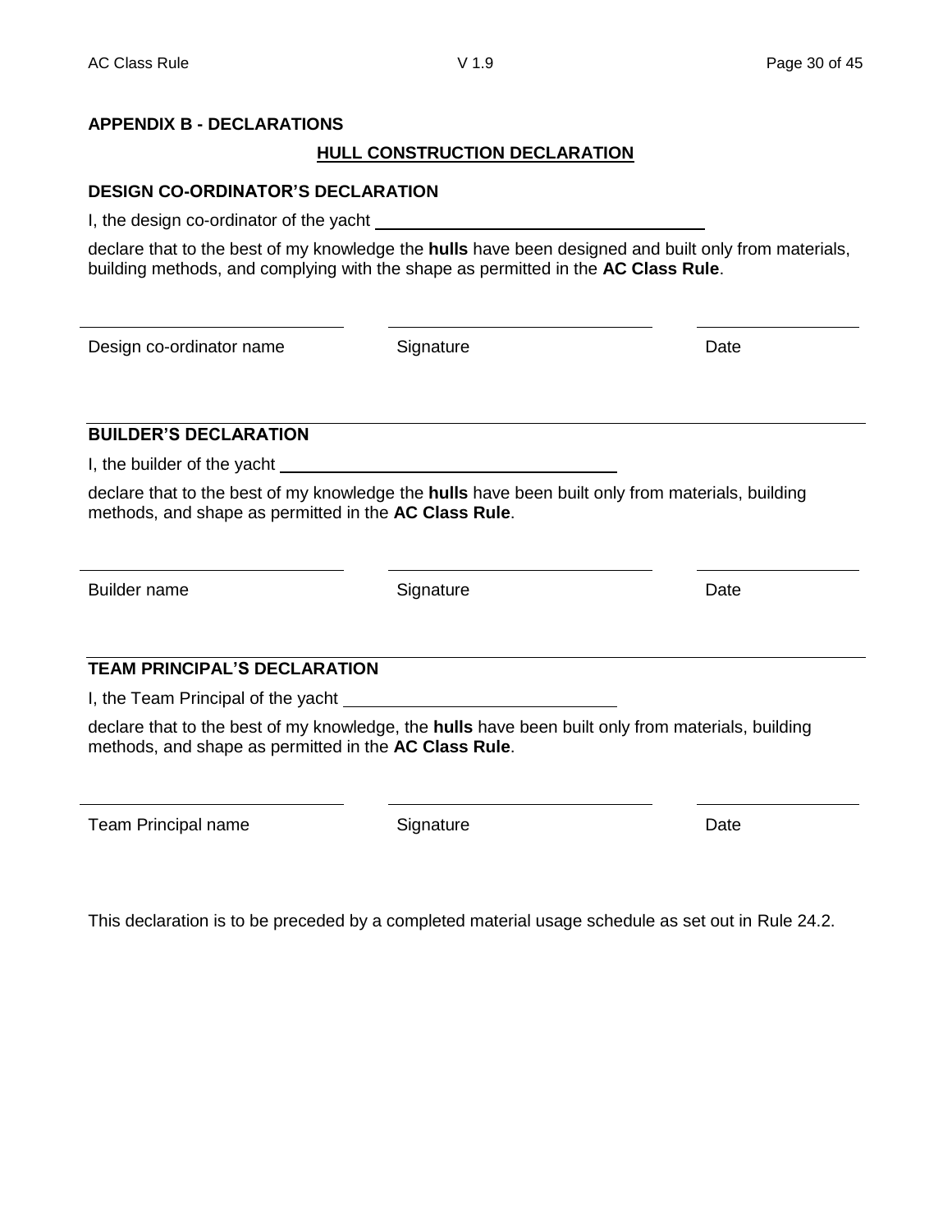## APPENDIX B - DECLARATIONS

### HULL CONSTRUCTION DECLARATION

#### DESIGN CO-ORDINATOR'S DECLARATION

I, the design co-ordinator of the yacht ____________________________________

declare that to the best of my knowledge the **hulls** have been designed and built only from materials, building methods, and complying with the shape as permitted in the **AC Class Rule**.

| ____________________________ | ____________________________ | ________________ |
|---|---|---|
| Design co-ordinator name | Signature | Date |

#### BUILDER'S DECLARATION

I, the builder of the yacht ____________________________________

declare that to the best of my knowledge the **hulls** have been built only from materials, building methods, and shape as permitted in the **AC Class Rule**.

| ____________________________ | ____________________________ | ________________ |
|---|---|---|
| Builder name | Signature | Date |

#### TEAM PRINCIPAL'S DECLARATION

I, the Team Principal of the yacht ______________________________

declare that to the best of my knowledge, the **hulls** have been built only from materials, building methods, and shape as permitted in the **AC Class Rule**.

| ____________________________ | ____________________________ | ________________ |
|---|---|---|
| Team Principal name | Signature | Date |

This declaration is to be preceded by a completed material usage schedule as set out in Rule 24.2.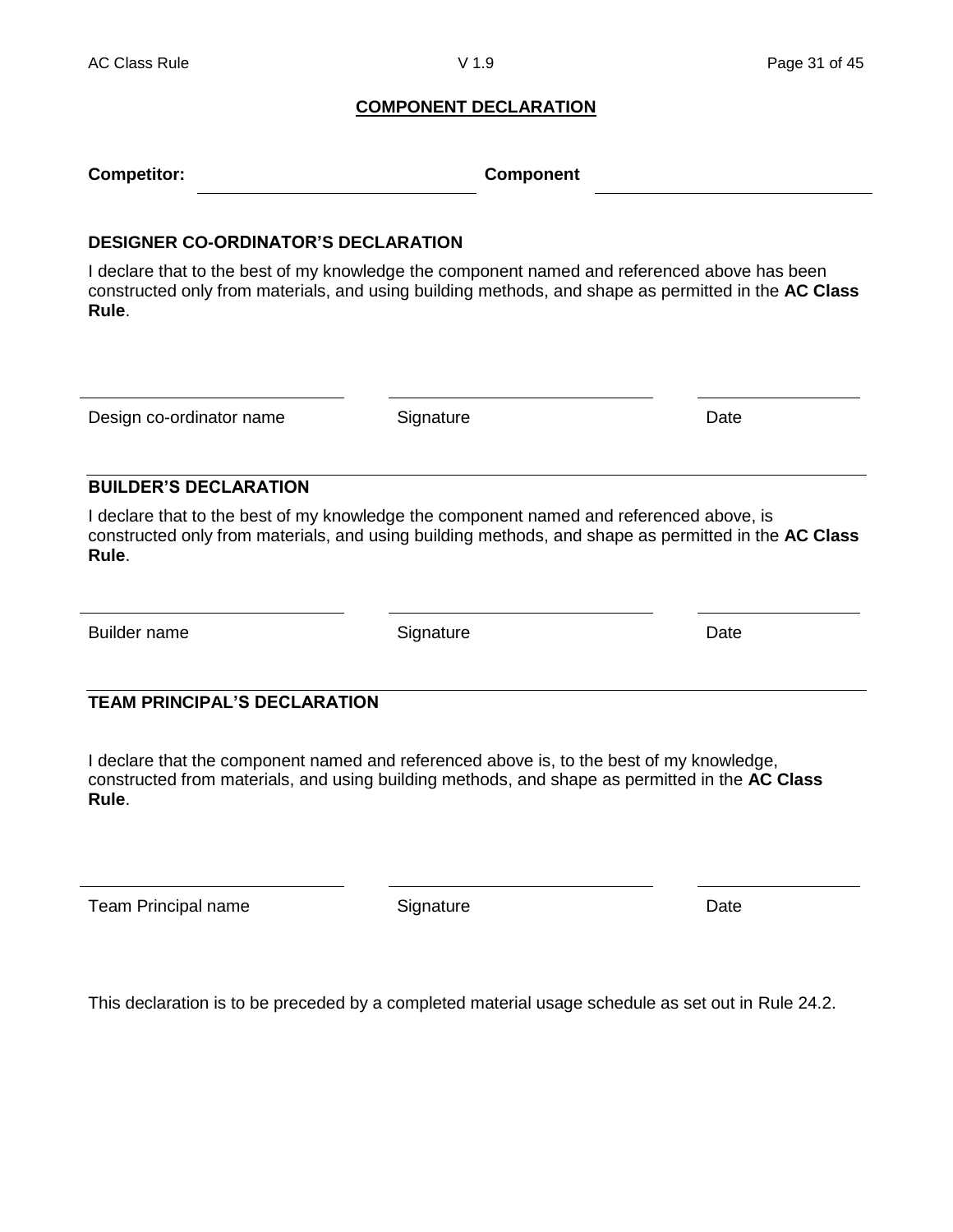## COMPONENT DECLARATION

**Competitor:** ______________________ **Component** ______________________

### DESIGNER CO-ORDINATOR'S DECLARATION

I declare that to the best of my knowledge the component named and referenced above has been constructed only from materials, and using building methods, and shape as permitted in the **AC Class Rule**.

| ______________________ | ______________________ | ______________ |
|---|---|---|
| Design co-ordinator name | Signature | Date |

### BUILDER'S DECLARATION

I declare that to the best of my knowledge the component named and referenced above, is constructed only from materials, and using building methods, and shape as permitted in the **AC Class Rule**.

| ______________________ | ______________________ | ______________ |
|---|---|---|
| Builder name | Signature | Date |

### TEAM PRINCIPAL'S DECLARATION

I declare that the component named and referenced above is, to the best of my knowledge, constructed from materials, and using building methods, and shape as permitted in the **AC Class Rule**.

| ______________________ | ______________________ | ______________ |
|---|---|---|
| Team Principal name | Signature | Date |

This declaration is to be preceded by a completed material usage schedule as set out in Rule 24.2.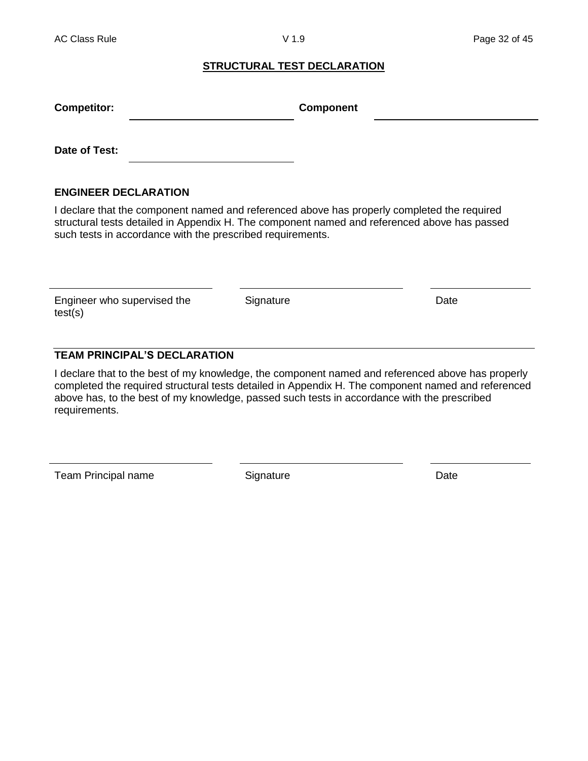## STRUCTURAL TEST DECLARATION

**Competitor:** ______________________________ **Component** ______________________________

**Date of Test:** ______________________________

### ENGINEER DECLARATION

I declare that the component named and referenced above has properly completed the required structural tests detailed in Appendix H. The component named and referenced above has passed such tests in accordance with the prescribed requirements.

| ______________________________ | ______________________________ | ____________________ |
|---|---|---|
| Engineer who supervised the test(s) | Signature | Date |

### TEAM PRINCIPAL'S DECLARATION

I declare that to the best of my knowledge, the component named and referenced above has properly completed the required structural tests detailed in Appendix H. The component named and referenced above has, to the best of my knowledge, passed such tests in accordance with the prescribed requirements.

| ______________________________ | ______________________________ | ____________________ |
|---|---|---|
| Team Principal name | Signature | Date |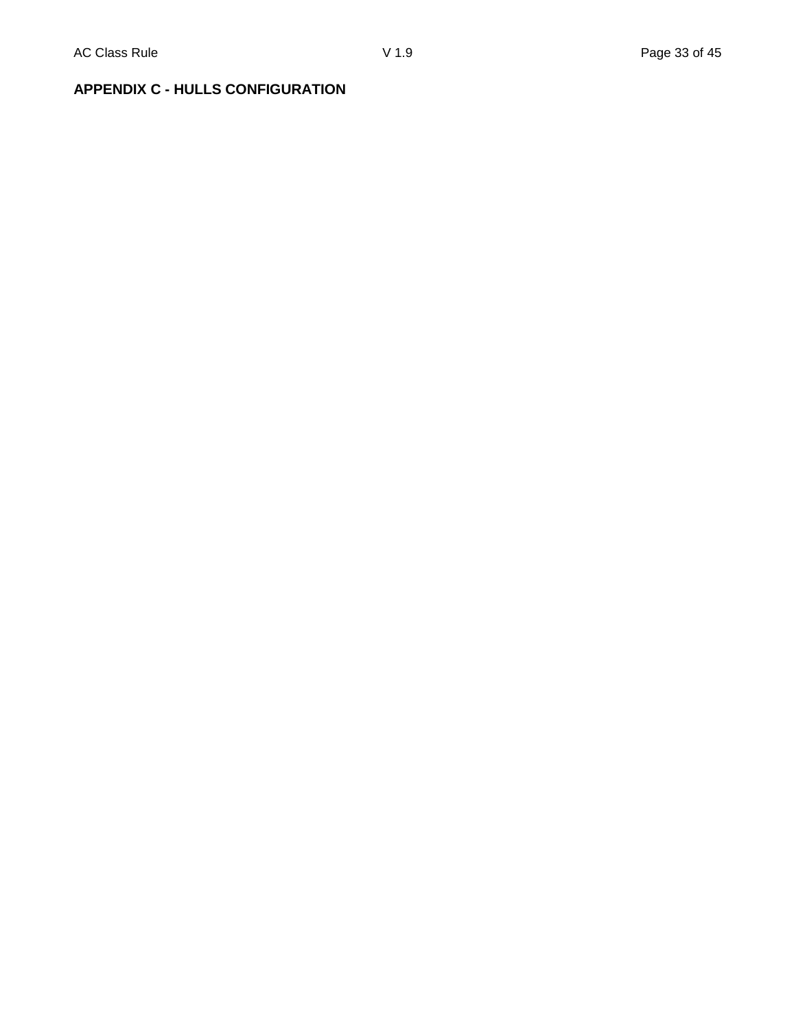## APPENDIX C - HULLS CONFIGURATION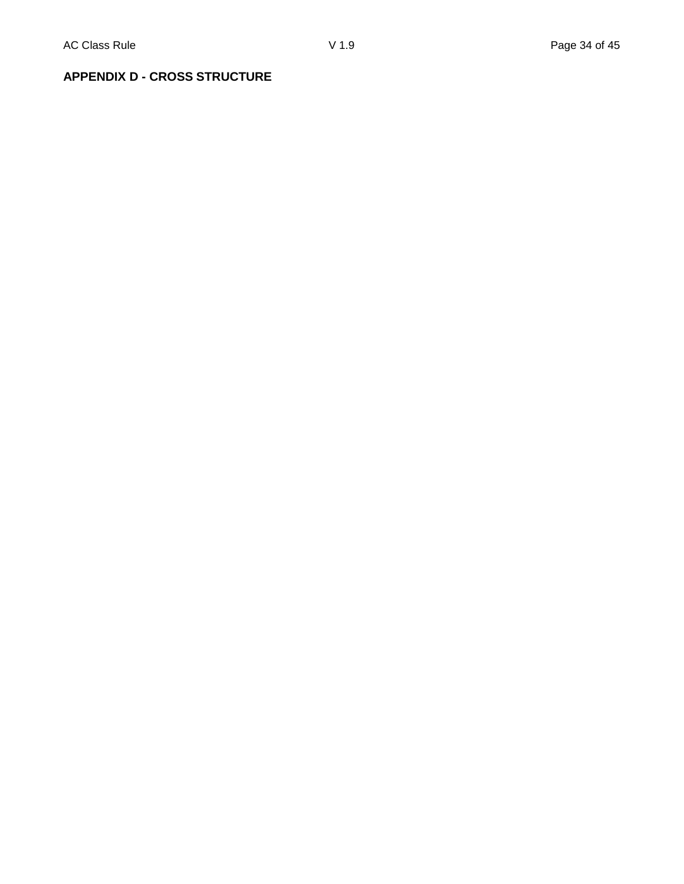**APPENDIX D - CROSS STRUCTURE**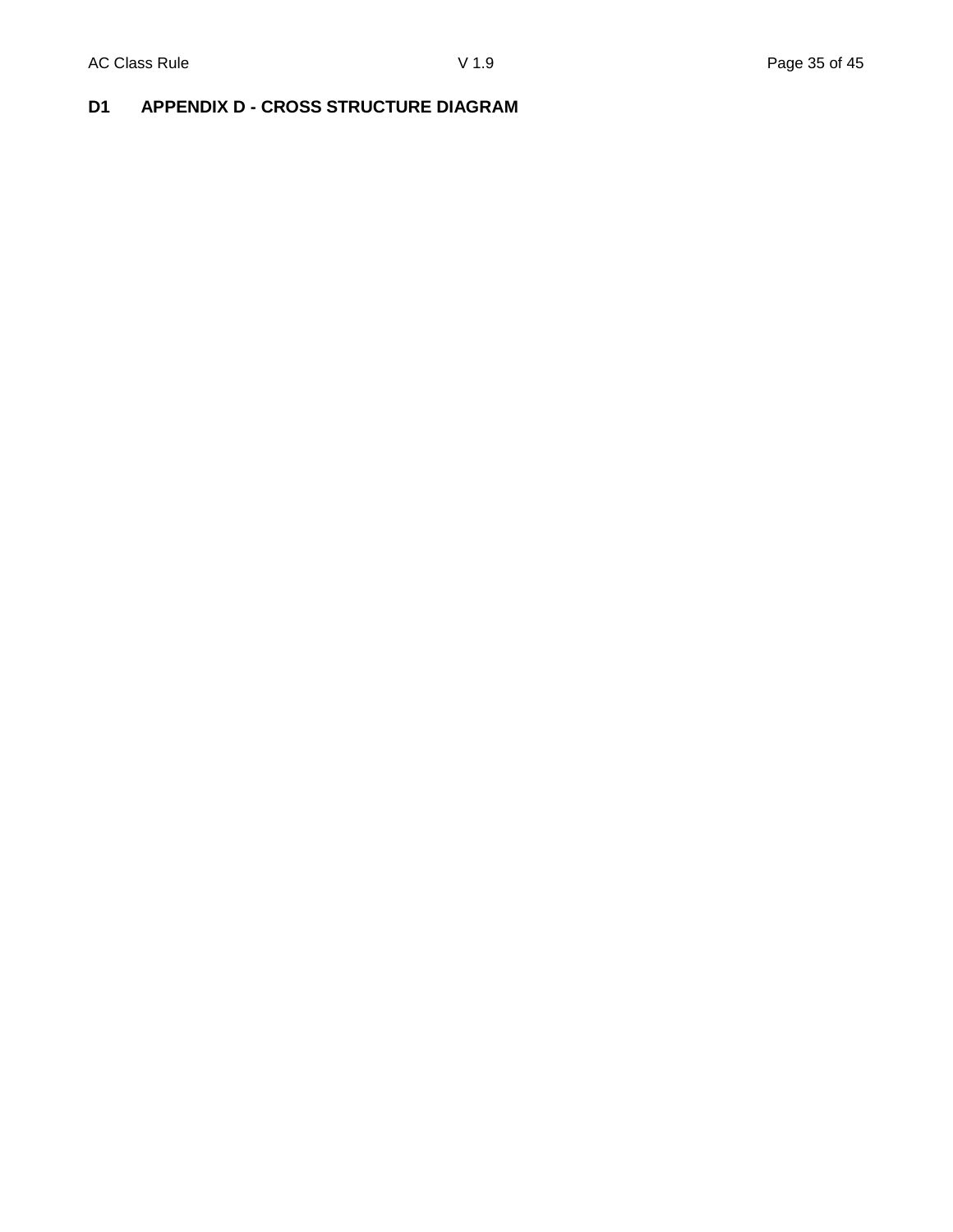## D1 APPENDIX D - CROSS STRUCTURE DIAGRAM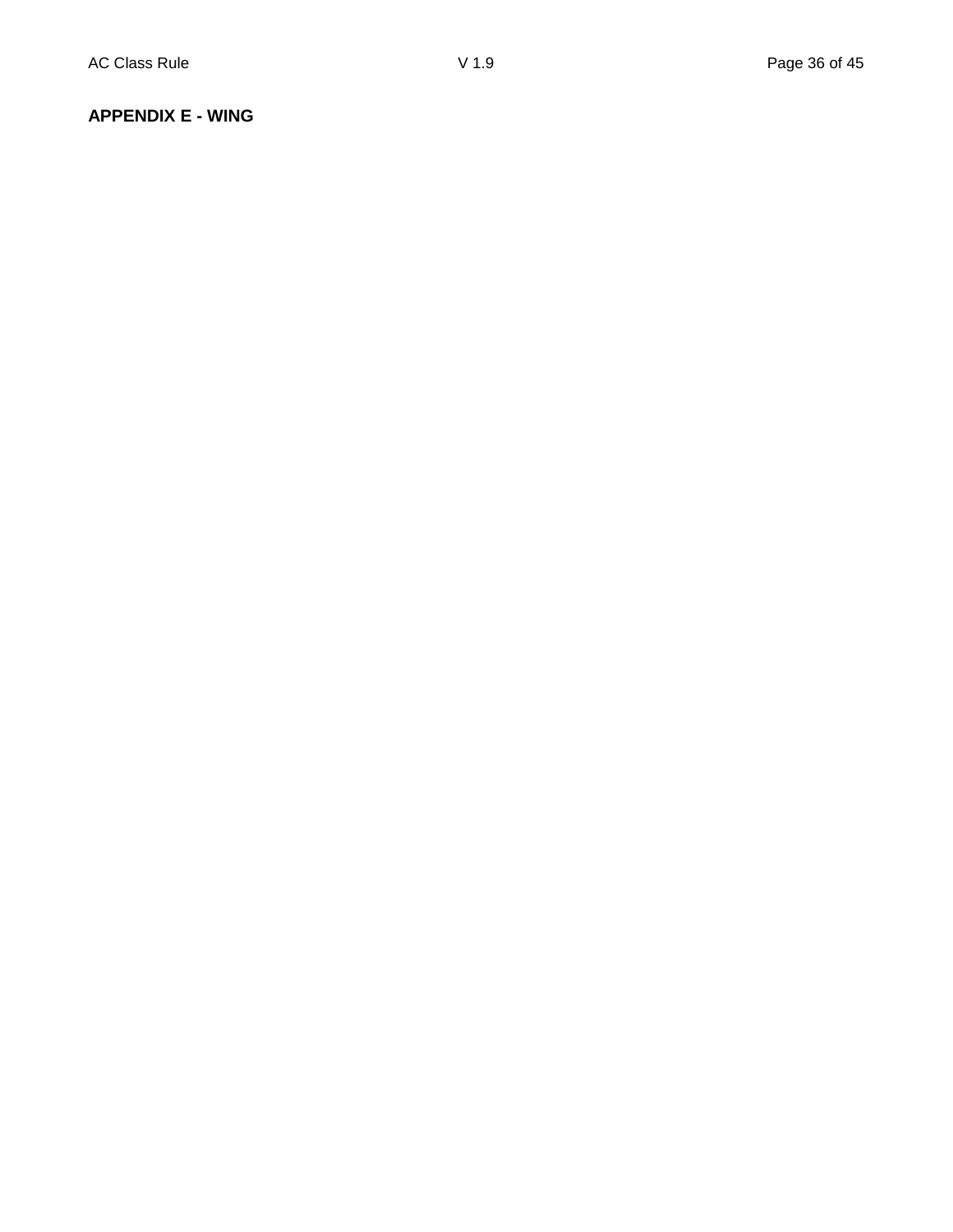**APPENDIX E - WING**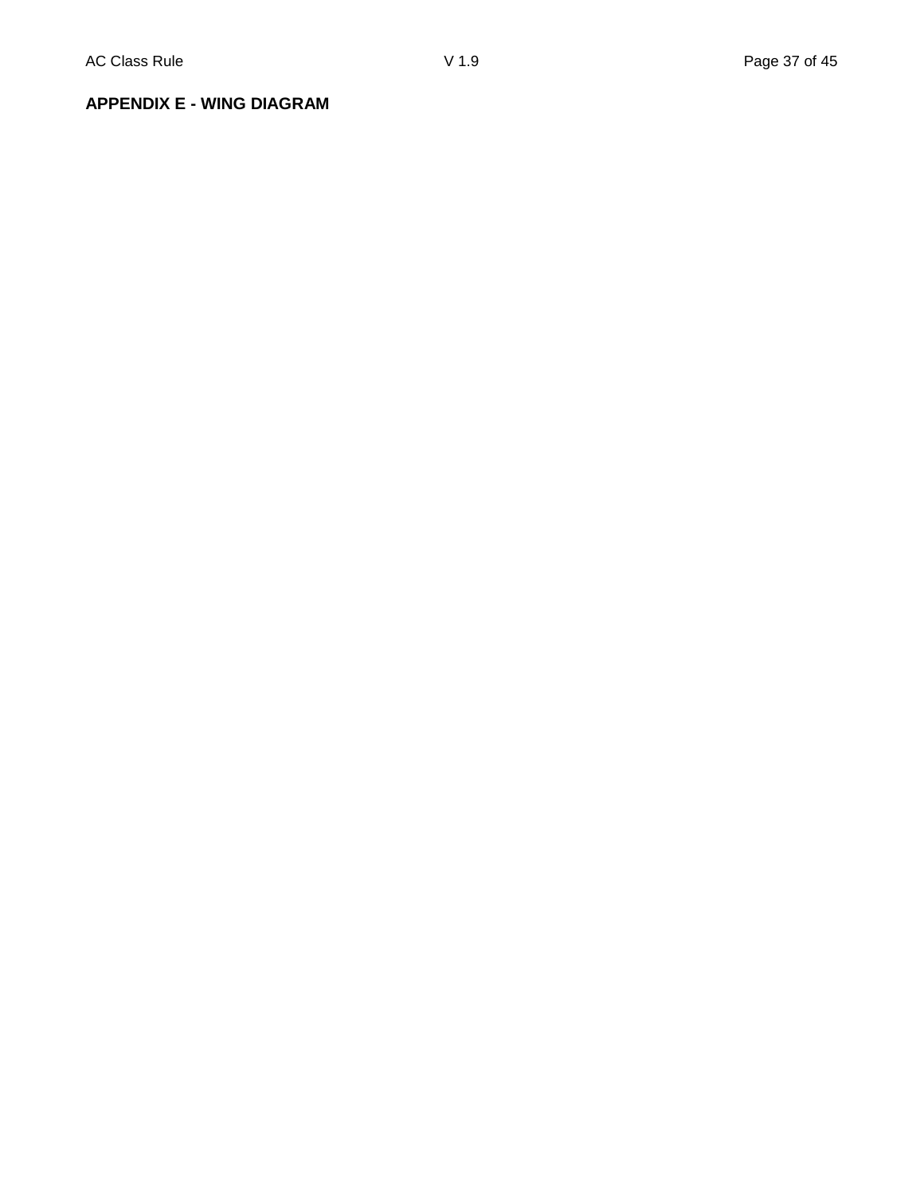**APPENDIX E - WING DIAGRAM**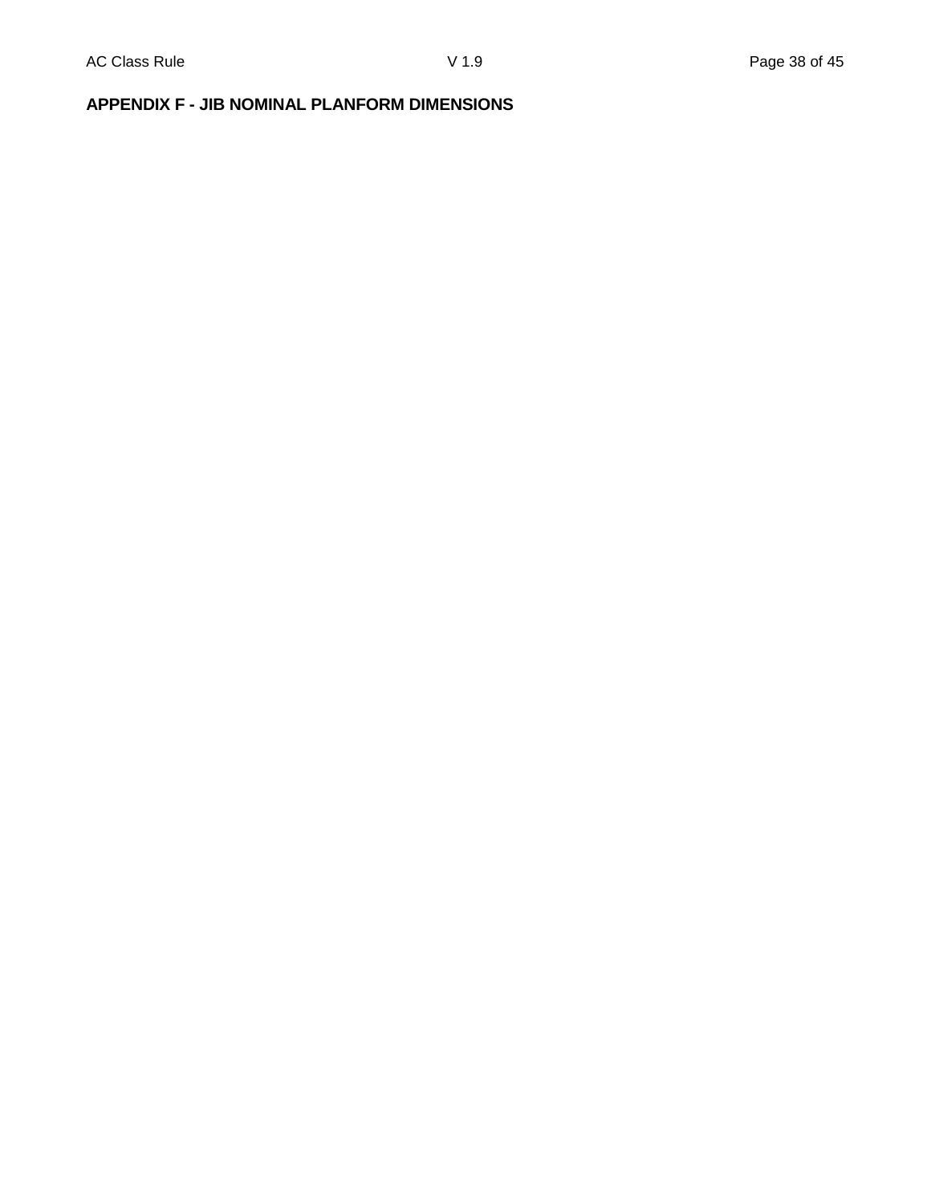## APPENDIX F - JIB NOMINAL PLANFORM DIMENSIONS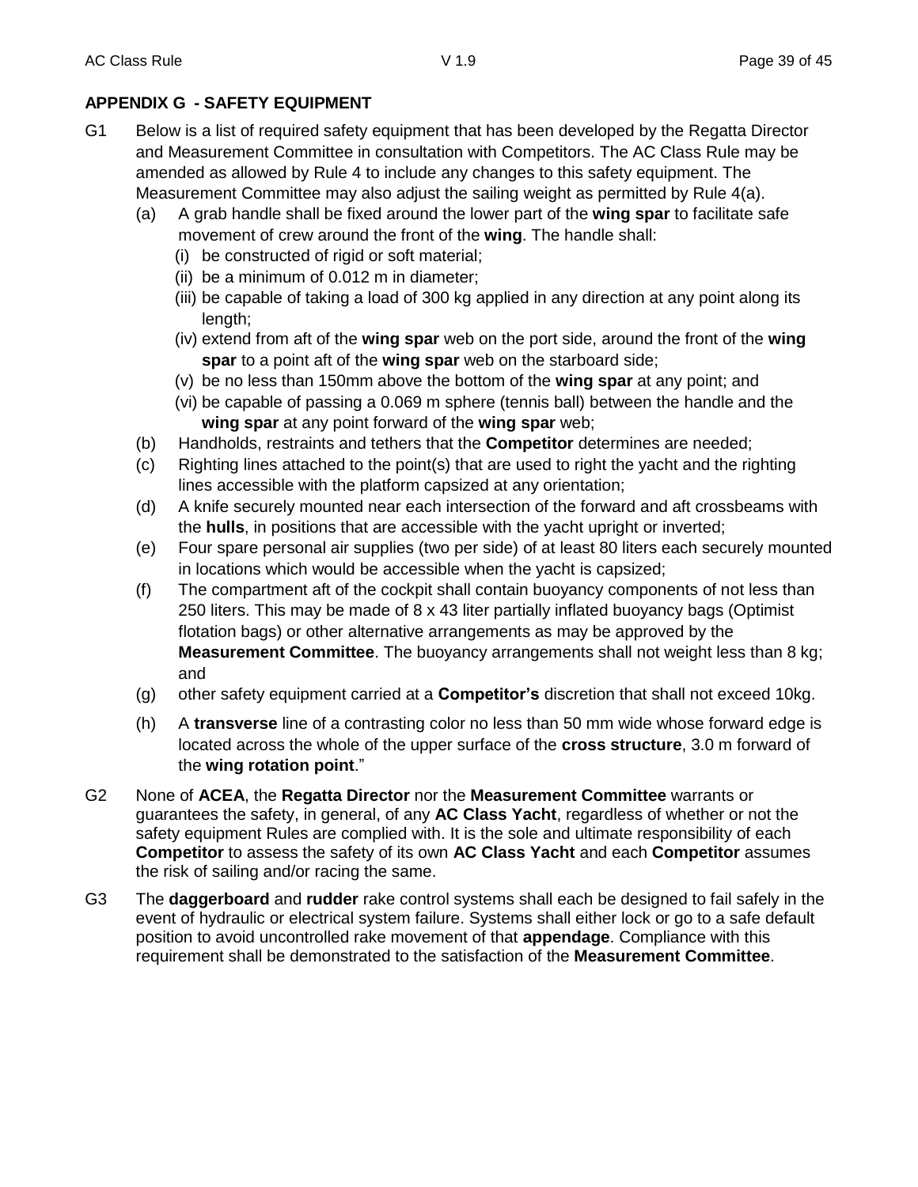## APPENDIX G - SAFETY EQUIPMENT

G1 Below is a list of required safety equipment that has been developed by the Regatta Director and Measurement Committee in consultation with Competitors. The AC Class Rule may be amended as allowed by Rule 4 to include any changes to this safety equipment. The Measurement Committee may also adjust the sailing weight as permitted by Rule 4(a).

(a) A grab handle shall be fixed around the lower part of the **wing spar** to facilitate safe movement of crew around the front of the **wing**. The handle shall:

  (i) be constructed of rigid or soft material;

  (ii) be a minimum of 0.012 m in diameter;

  (iii) be capable of taking a load of 300 kg applied in any direction at any point along its length;

  (iv) extend from aft of the **wing spar** web on the port side, around the front of the **wing spar** to a point aft of the **wing spar** web on the starboard side;

  (v) be no less than 150mm above the bottom of the **wing spar** at any point; and

  (vi) be capable of passing a 0.069 m sphere (tennis ball) between the handle and the **wing spar** at any point forward of the **wing spar** web;

(b) Handholds, restraints and tethers that the **Competitor** determines are needed;

(c) Righting lines attached to the point(s) that are used to right the yacht and the righting lines accessible with the platform capsized at any orientation;

(d) A knife securely mounted near each intersection of the forward and aft crossbeams with the **hulls**, in positions that are accessible with the yacht upright or inverted;

(e) Four spare personal air supplies (two per side) of at least 80 liters each securely mounted in locations which would be accessible when the yacht is capsized;

(f) The compartment aft of the cockpit shall contain buoyancy components of not less than 250 liters. This may be made of 8 x 43 liter partially inflated buoyancy bags (Optimist flotation bags) or other alternative arrangements as may be approved by the **Measurement Committee**. The buoyancy arrangements shall not weight less than 8 kg; and

(g) other safety equipment carried at a **Competitor's** discretion that shall not exceed 10kg.

(h) A **transverse** line of a contrasting color no less than 50 mm wide whose forward edge is located across the whole of the upper surface of the **cross structure**, 3.0 m forward of the **wing rotation point**."

G2 None of **ACEA**, the **Regatta Director** nor the **Measurement Committee** warrants or guarantees the safety, in general, of any **AC Class Yacht**, regardless of whether or not the safety equipment Rules are complied with. It is the sole and ultimate responsibility of each **Competitor** to assess the safety of its own **AC Class Yacht** and each **Competitor** assumes the risk of sailing and/or racing the same.

G3 The **daggerboard** and **rudder** rake control systems shall each be designed to fail safely in the event of hydraulic or electrical system failure. Systems shall either lock or go to a safe default position to avoid uncontrolled rake movement of that **appendage**. Compliance with this requirement shall be demonstrated to the satisfaction of the **Measurement Committee**.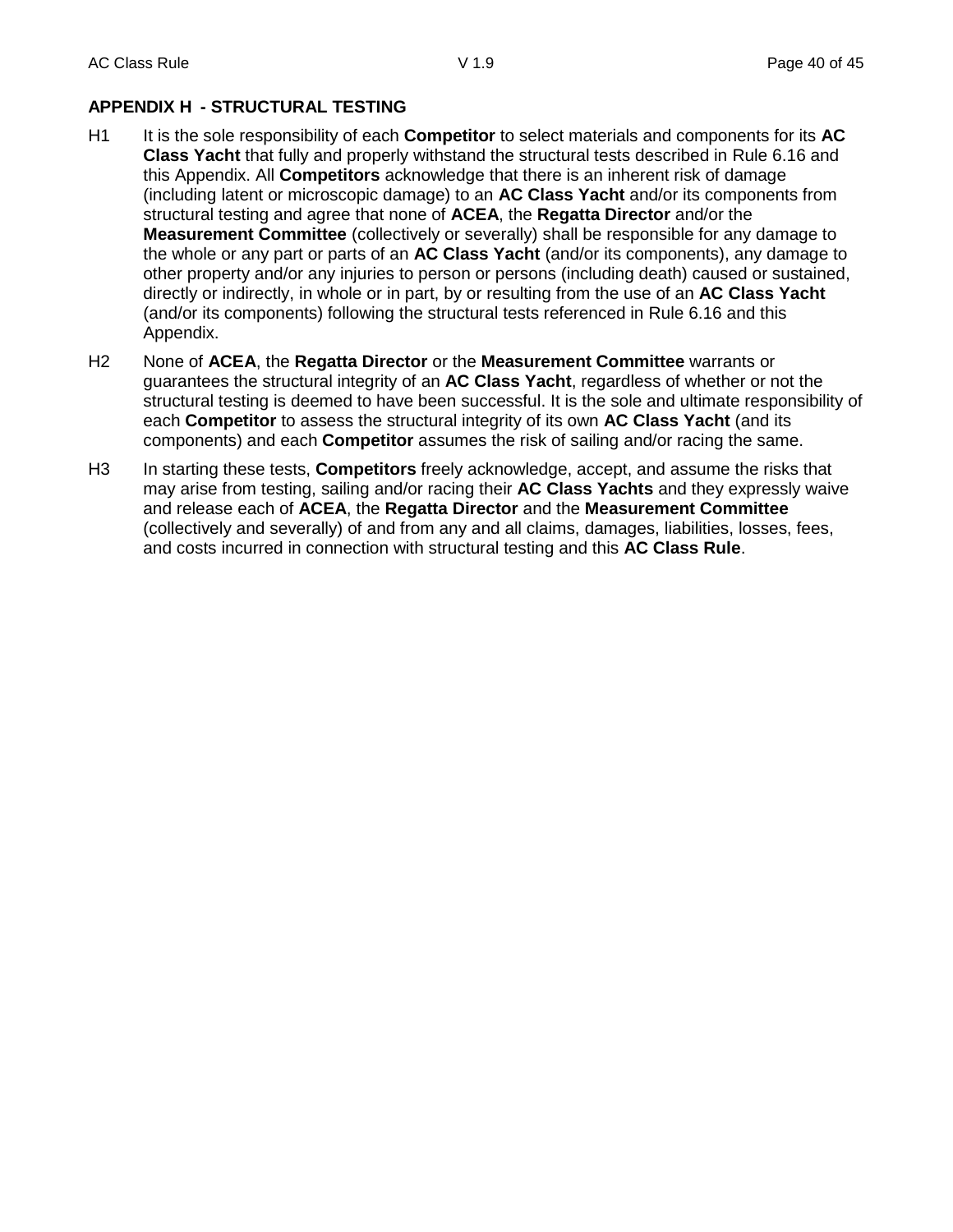## APPENDIX H - STRUCTURAL TESTING

H1 It is the sole responsibility of each **Competitor** to select materials and components for its **AC Class Yacht** that fully and properly withstand the structural tests described in Rule 6.16 and this Appendix. All **Competitors** acknowledge that there is an inherent risk of damage (including latent or microscopic damage) to an **AC Class Yacht** and/or its components from structural testing and agree that none of **ACEA**, the **Regatta Director** and/or the **Measurement Committee** (collectively or severally) shall be responsible for any damage to the whole or any part or parts of an **AC Class Yacht** (and/or its components), any damage to other property and/or any injuries to person or persons (including death) caused or sustained, directly or indirectly, in whole or in part, by or resulting from the use of an **AC Class Yacht** (and/or its components) following the structural tests referenced in Rule 6.16 and this Appendix.

H2 None of **ACEA**, the **Regatta Director** or the **Measurement Committee** warrants or guarantees the structural integrity of an **AC Class Yacht**, regardless of whether or not the structural testing is deemed to have been successful. It is the sole and ultimate responsibility of each **Competitor** to assess the structural integrity of its own **AC Class Yacht** (and its components) and each **Competitor** assumes the risk of sailing and/or racing the same.

H3 In starting these tests, **Competitors** freely acknowledge, accept, and assume the risks that may arise from testing, sailing and/or racing their **AC Class Yachts** and they expressly waive and release each of **ACEA**, the **Regatta Director** and the **Measurement Committee** (collectively and severally) of and from any and all claims, damages, liabilities, losses, fees, and costs incurred in connection with structural testing and this **AC Class Rule**.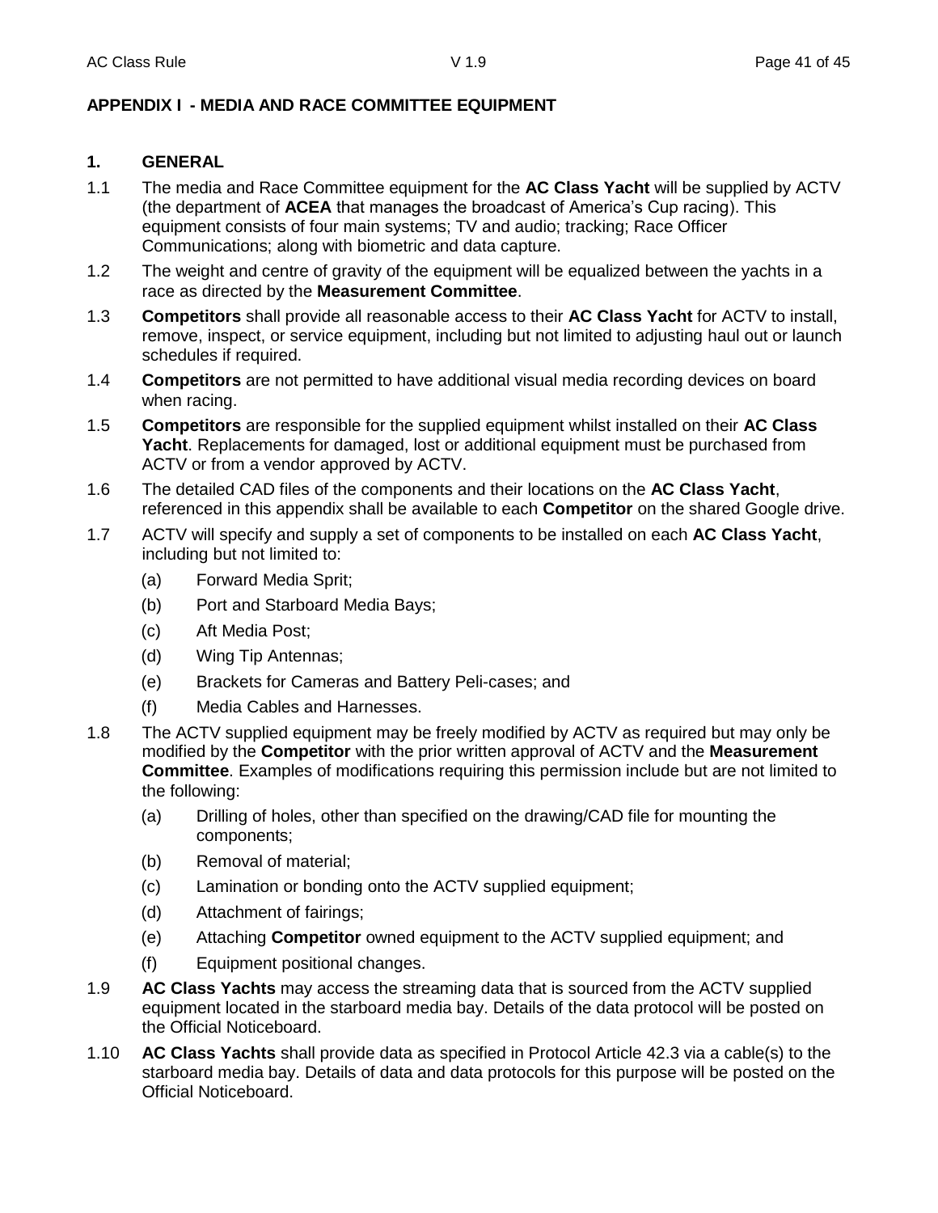## APPENDIX I - MEDIA AND RACE COMMITTEE EQUIPMENT

### 1. GENERAL

1.1 The media and Race Committee equipment for the **AC Class Yacht** will be supplied by ACTV (the department of **ACEA** that manages the broadcast of America's Cup racing). This equipment consists of four main systems; TV and audio; tracking; Race Officer Communications; along with biometric and data capture.

1.2 The weight and centre of gravity of the equipment will be equalized between the yachts in a race as directed by the **Measurement Committee**.

1.3 **Competitors** shall provide all reasonable access to their **AC Class Yacht** for ACTV to install, remove, inspect, or service equipment, including but not limited to adjusting haul out or launch schedules if required.

1.4 **Competitors** are not permitted to have additional visual media recording devices on board when racing.

1.5 **Competitors** are responsible for the supplied equipment whilst installed on their **AC Class Yacht**. Replacements for damaged, lost or additional equipment must be purchased from ACTV or from a vendor approved by ACTV.

1.6 The detailed CAD files of the components and their locations on the **AC Class Yacht**, referenced in this appendix shall be available to each **Competitor** on the shared Google drive.

1.7 ACTV will specify and supply a set of components to be installed on each **AC Class Yacht**, including but not limited to:

- (a) Forward Media Sprit;
- (b) Port and Starboard Media Bays;
- (c) Aft Media Post;
- (d) Wing Tip Antennas;
- (e) Brackets for Cameras and Battery Peli-cases; and
- (f) Media Cables and Harnesses.

1.8 The ACTV supplied equipment may be freely modified by ACTV as required but may only be modified by the **Competitor** with the prior written approval of ACTV and the **Measurement Committee**. Examples of modifications requiring this permission include but are not limited to the following:

- (a) Drilling of holes, other than specified on the drawing/CAD file for mounting the components;
- (b) Removal of material;
- (c) Lamination or bonding onto the ACTV supplied equipment;
- (d) Attachment of fairings;
- (e) Attaching **Competitor** owned equipment to the ACTV supplied equipment; and
- (f) Equipment positional changes.

1.9 **AC Class Yachts** may access the streaming data that is sourced from the ACTV supplied equipment located in the starboard media bay. Details of the data protocol will be posted on the Official Noticeboard.

1.10 **AC Class Yachts** shall provide data as specified in Protocol Article 42.3 via a cable(s) to the starboard media bay. Details of data and data protocols for this purpose will be posted on the Official Noticeboard.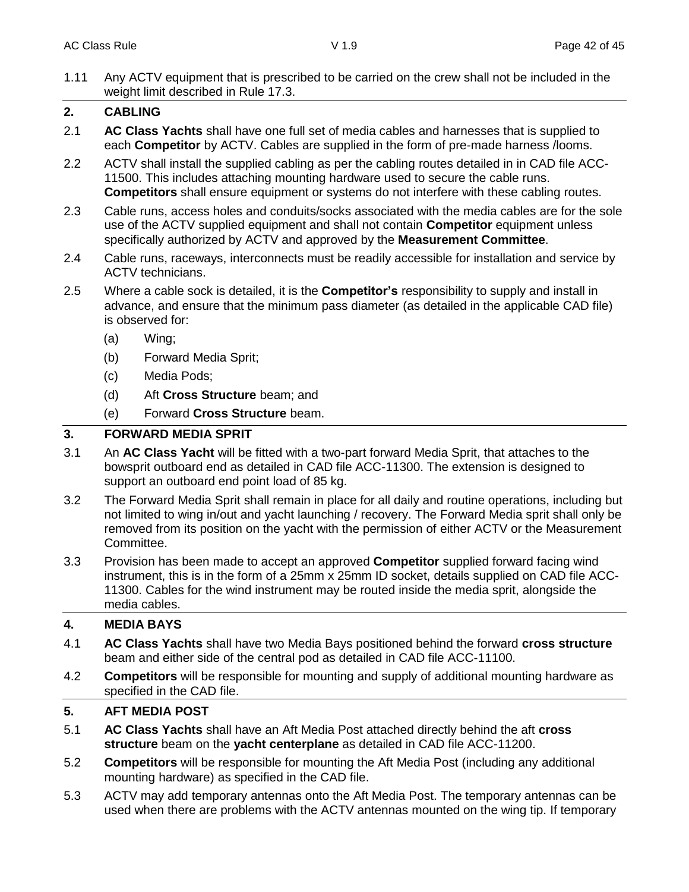1.11 Any ACTV equipment that is prescribed to be carried on the crew shall not be included in the weight limit described in Rule 17.3.

## 2. CABLING

2.1 **AC Class Yachts** shall have one full set of media cables and harnesses that is supplied to each **Competitor** by ACTV. Cables are supplied in the form of pre-made harness /looms.

2.2 ACTV shall install the supplied cabling as per the cabling routes detailed in in CAD file ACC-11500. This includes attaching mounting hardware used to secure the cable runs. **Competitors** shall ensure equipment or systems do not interfere with these cabling routes.

2.3 Cable runs, access holes and conduits/socks associated with the media cables are for the sole use of the ACTV supplied equipment and shall not contain **Competitor** equipment unless specifically authorized by ACTV and approved by the **Measurement Committee**.

2.4 Cable runs, raceways, interconnects must be readily accessible for installation and service by ACTV technicians.

2.5 Where a cable sock is detailed, it is the **Competitor's** responsibility to supply and install in advance, and ensure that the minimum pass diameter (as detailed in the applicable CAD file) is observed for:

(a) Wing;

(b) Forward Media Sprit;

(c) Media Pods;

(d) Aft **Cross Structure** beam; and

(e) Forward **Cross Structure** beam.

## 3. FORWARD MEDIA SPRIT

3.1 An **AC Class Yacht** will be fitted with a two-part forward Media Sprit, that attaches to the bowsprit outboard end as detailed in CAD file ACC-11300. The extension is designed to support an outboard end point load of 85 kg.

3.2 The Forward Media Sprit shall remain in place for all daily and routine operations, including but not limited to wing in/out and yacht launching / recovery. The Forward Media sprit shall only be removed from its position on the yacht with the permission of either ACTV or the Measurement Committee.

3.3 Provision has been made to accept an approved **Competitor** supplied forward facing wind instrument, this is in the form of a 25mm x 25mm ID socket, details supplied on CAD file ACC-11300. Cables for the wind instrument may be routed inside the media sprit, alongside the media cables.

## 4. MEDIA BAYS

4.1 **AC Class Yachts** shall have two Media Bays positioned behind the forward **cross structure** beam and either side of the central pod as detailed in CAD file ACC-11100.

4.2 **Competitors** will be responsible for mounting and supply of additional mounting hardware as specified in the CAD file.

## 5. AFT MEDIA POST

5.1 **AC Class Yachts** shall have an Aft Media Post attached directly behind the aft **cross structure** beam on the **yacht centerplane** as detailed in CAD file ACC-11200.

5.2 **Competitors** will be responsible for mounting the Aft Media Post (including any additional mounting hardware) as specified in the CAD file.

5.3 ACTV may add temporary antennas onto the Aft Media Post. The temporary antennas can be used when there are problems with the ACTV antennas mounted on the wing tip. If temporary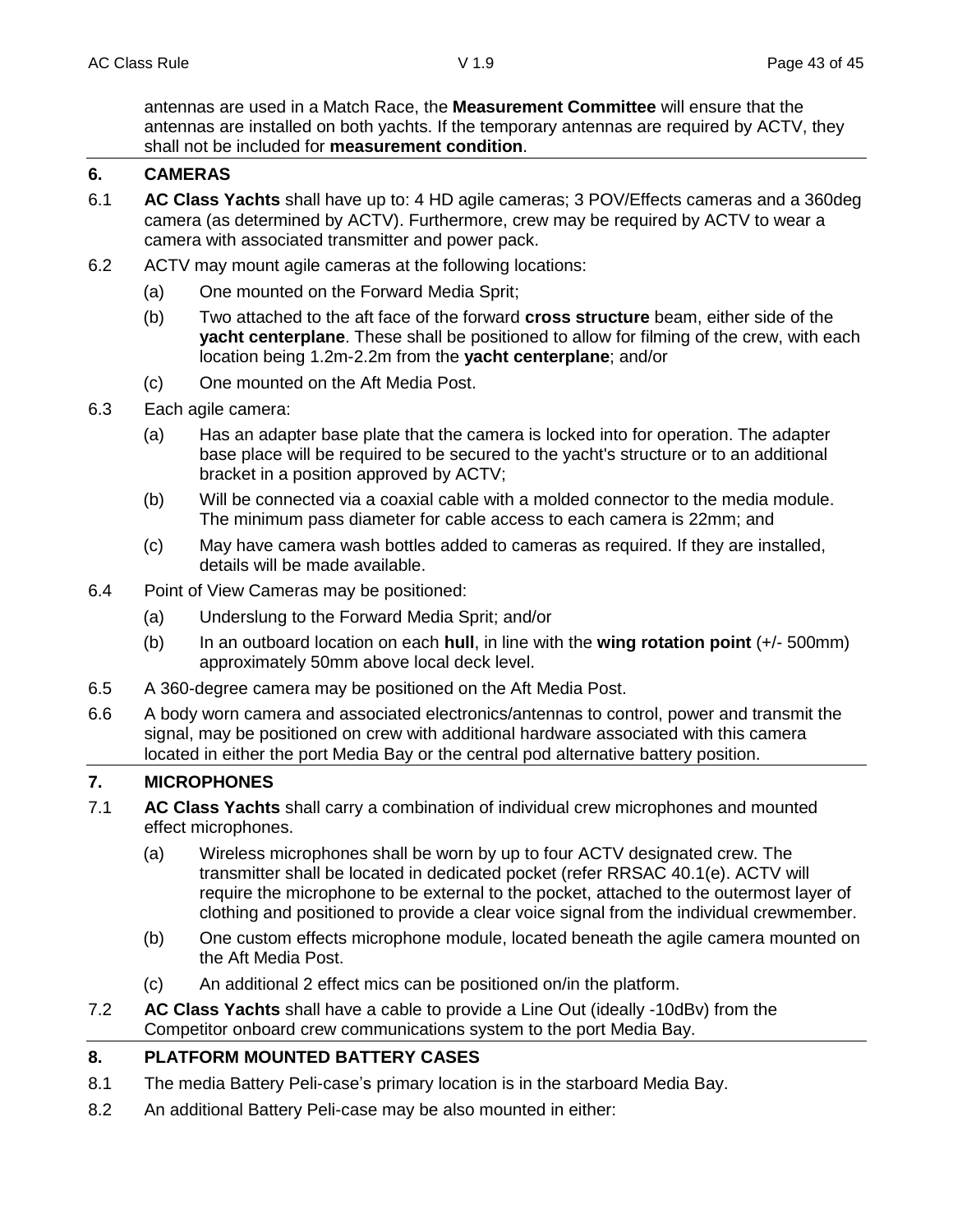antennas are used in a Match Race, the **Measurement Committee** will ensure that the antennas are installed on both yachts. If the temporary antennas are required by ACTV, they shall not be included for **measurement condition**.

## 6. CAMERAS

6.1 **AC Class Yachts** shall have up to: 4 HD agile cameras; 3 POV/Effects cameras and a 360deg camera (as determined by ACTV). Furthermore, crew may be required by ACTV to wear a camera with associated transmitter and power pack.

6.2 ACTV may mount agile cameras at the following locations:

- (a) One mounted on the Forward Media Sprit;
- (b) Two attached to the aft face of the forward **cross structure** beam, either side of the **yacht centerplane**. These shall be positioned to allow for filming of the crew, with each location being 1.2m-2.2m from the **yacht centerplane**; and/or
- (c) One mounted on the Aft Media Post.

6.3 Each agile camera:

- (a) Has an adapter base plate that the camera is locked into for operation. The adapter base place will be required to be secured to the yacht's structure or to an additional bracket in a position approved by ACTV;
- (b) Will be connected via a coaxial cable with a molded connector to the media module. The minimum pass diameter for cable access to each camera is 22mm; and
- (c) May have camera wash bottles added to cameras as required. If they are installed, details will be made available.

6.4 Point of View Cameras may be positioned:

- (a) Underslung to the Forward Media Sprit; and/or
- (b) In an outboard location on each **hull**, in line with the **wing rotation point** (+/- 500mm) approximately 50mm above local deck level.

6.5 A 360-degree camera may be positioned on the Aft Media Post.

6.6 A body worn camera and associated electronics/antennas to control, power and transmit the signal, may be positioned on crew with additional hardware associated with this camera located in either the port Media Bay or the central pod alternative battery position.

## 7. MICROPHONES

7.1 **AC Class Yachts** shall carry a combination of individual crew microphones and mounted effect microphones.

- (a) Wireless microphones shall be worn by up to four ACTV designated crew. The transmitter shall be located in dedicated pocket (refer RRSAC 40.1(e). ACTV will require the microphone to be external to the pocket, attached to the outermost layer of clothing and positioned to provide a clear voice signal from the individual crewmember.
- (b) One custom effects microphone module, located beneath the agile camera mounted on the Aft Media Post.
- (c) An additional 2 effect mics can be positioned on/in the platform.

7.2 **AC Class Yachts** shall have a cable to provide a Line Out (ideally -10dBv) from the Competitor onboard crew communications system to the port Media Bay.

## 8. PLATFORM MOUNTED BATTERY CASES

8.1 The media Battery Peli-case's primary location is in the starboard Media Bay.

8.2 An additional Battery Peli-case may be also mounted in either: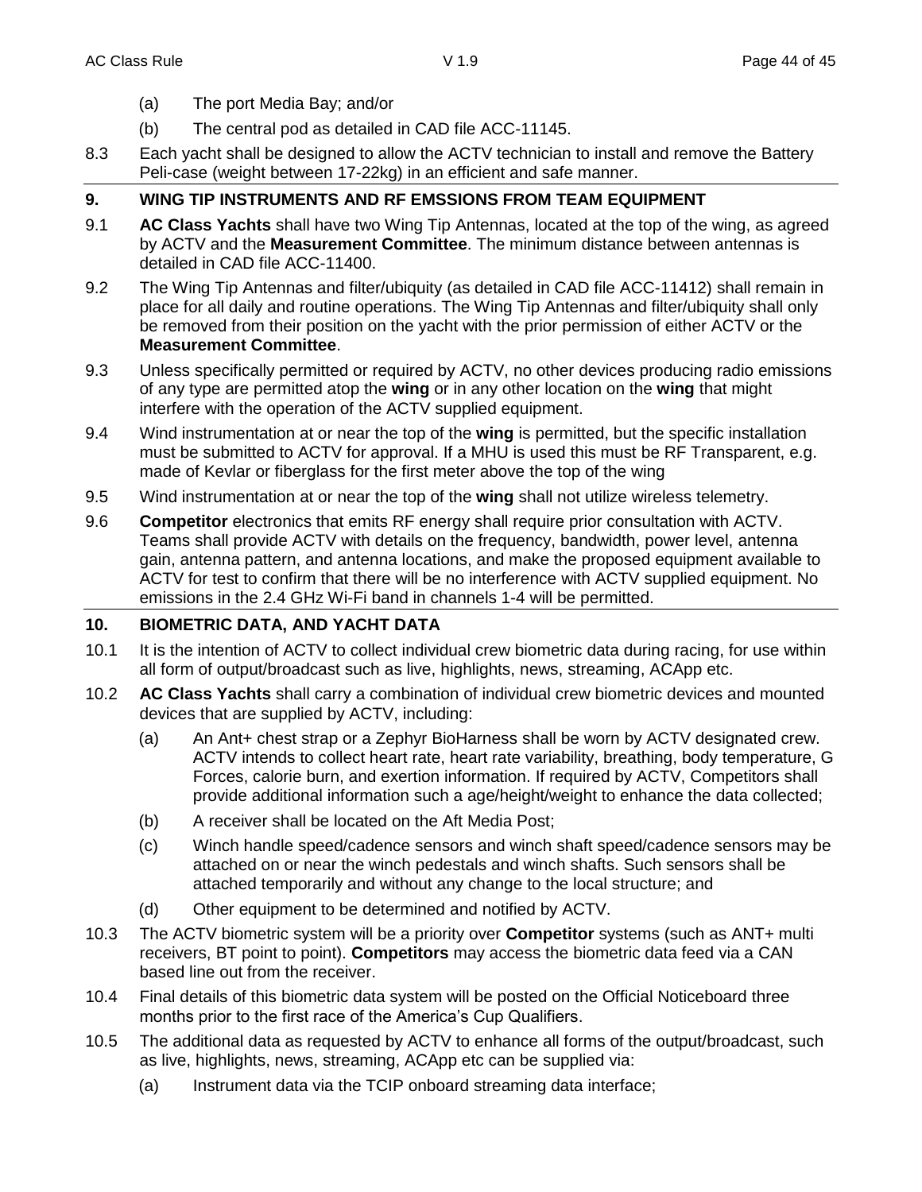(a) The port Media Bay; and/or

(b) The central pod as detailed in CAD file ACC-11145.

8.3 Each yacht shall be designed to allow the ACTV technician to install and remove the Battery Peli-case (weight between 17-22kg) in an efficient and safe manner.

## 9. WING TIP INSTRUMENTS AND RF EMSSIONS FROM TEAM EQUIPMENT

9.1 **AC Class Yachts** shall have two Wing Tip Antennas, located at the top of the wing, as agreed by ACTV and the **Measurement Committee**. The minimum distance between antennas is detailed in CAD file ACC-11400.

9.2 The Wing Tip Antennas and filter/ubiquity (as detailed in CAD file ACC-11412) shall remain in place for all daily and routine operations. The Wing Tip Antennas and filter/ubiquity shall only be removed from their position on the yacht with the prior permission of either ACTV or the **Measurement Committee**.

9.3 Unless specifically permitted or required by ACTV, no other devices producing radio emissions of any type are permitted atop the **wing** or in any other location on the **wing** that might interfere with the operation of the ACTV supplied equipment.

9.4 Wind instrumentation at or near the top of the **wing** is permitted, but the specific installation must be submitted to ACTV for approval. If a MHU is used this must be RF Transparent, e.g. made of Kevlar or fiberglass for the first meter above the top of the wing

9.5 Wind instrumentation at or near the top of the **wing** shall not utilize wireless telemetry.

9.6 **Competitor** electronics that emits RF energy shall require prior consultation with ACTV. Teams shall provide ACTV with details on the frequency, bandwidth, power level, antenna gain, antenna pattern, and antenna locations, and make the proposed equipment available to ACTV for test to confirm that there will be no interference with ACTV supplied equipment. No emissions in the 2.4 GHz Wi-Fi band in channels 1-4 will be permitted.

## 10. BIOMETRIC DATA, AND YACHT DATA

10.1 It is the intention of ACTV to collect individual crew biometric data during racing, for use within all form of output/broadcast such as live, highlights, news, streaming, ACApp etc.

10.2 **AC Class Yachts** shall carry a combination of individual crew biometric devices and mounted devices that are supplied by ACTV, including:

(a) An Ant+ chest strap or a Zephyr BioHarness shall be worn by ACTV designated crew. ACTV intends to collect heart rate, heart rate variability, breathing, body temperature, G Forces, calorie burn, and exertion information. If required by ACTV, Competitors shall provide additional information such a age/height/weight to enhance the data collected;

(b) A receiver shall be located on the Aft Media Post;

(c) Winch handle speed/cadence sensors and winch shaft speed/cadence sensors may be attached on or near the winch pedestals and winch shafts. Such sensors shall be attached temporarily and without any change to the local structure; and

(d) Other equipment to be determined and notified by ACTV.

10.3 The ACTV biometric system will be a priority over **Competitor** systems (such as ANT+ multi receivers, BT point to point). **Competitors** may access the biometric data feed via a CAN based line out from the receiver.

10.4 Final details of this biometric data system will be posted on the Official Noticeboard three months prior to the first race of the America's Cup Qualifiers.

10.5 The additional data as requested by ACTV to enhance all forms of the output/broadcast, such as live, highlights, news, streaming, ACApp etc can be supplied via:

(a) Instrument data via the TCIP onboard streaming data interface;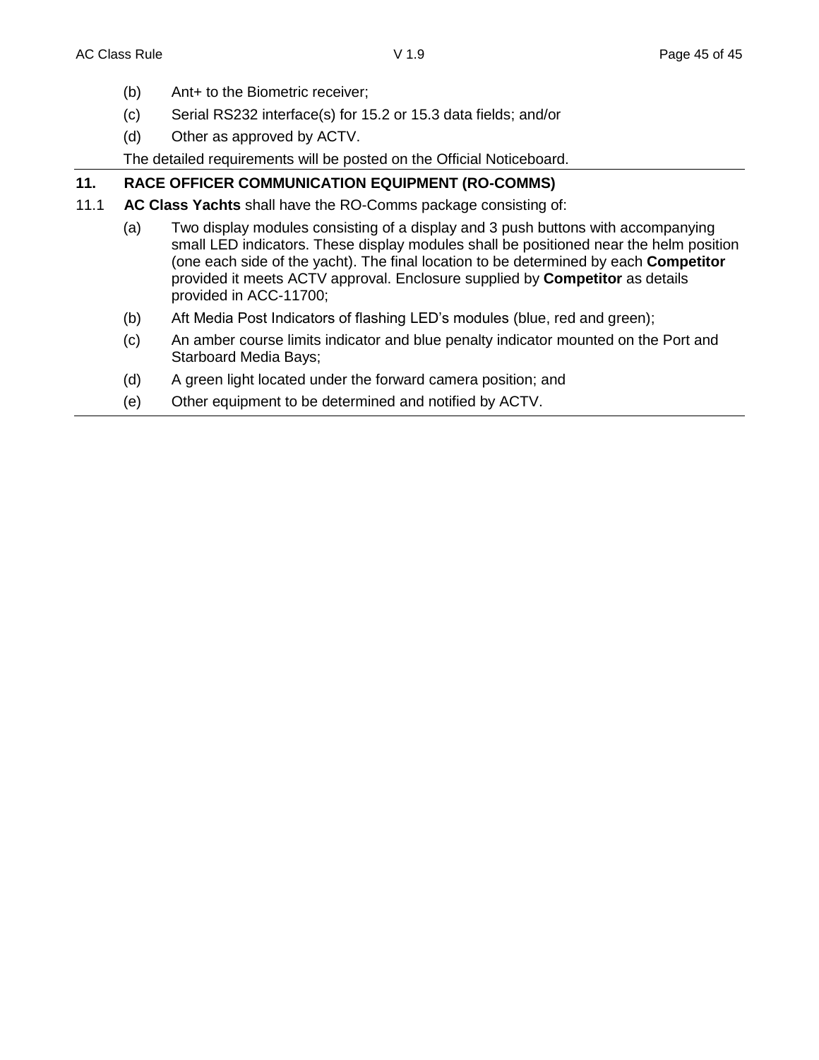(b) Ant+ to the Biometric receiver;

(c) Serial RS232 interface(s) for 15.2 or 15.3 data fields; and/or

(d) Other as approved by ACTV.

The detailed requirements will be posted on the Official Noticeboard.

## 11. RACE OFFICER COMMUNICATION EQUIPMENT (RO-COMMS)

11.1 **AC Class Yachts** shall have the RO-Comms package consisting of:

(a) Two display modules consisting of a display and 3 push buttons with accompanying small LED indicators. These display modules shall be positioned near the helm position (one each side of the yacht). The final location to be determined by each **Competitor** provided it meets ACTV approval. Enclosure supplied by **Competitor** as details provided in ACC-11700;

(b) Aft Media Post Indicators of flashing LED's modules (blue, red and green);

(c) An amber course limits indicator and blue penalty indicator mounted on the Port and Starboard Media Bays;

(d) A green light located under the forward camera position; and

(e) Other equipment to be determined and notified by ACTV.